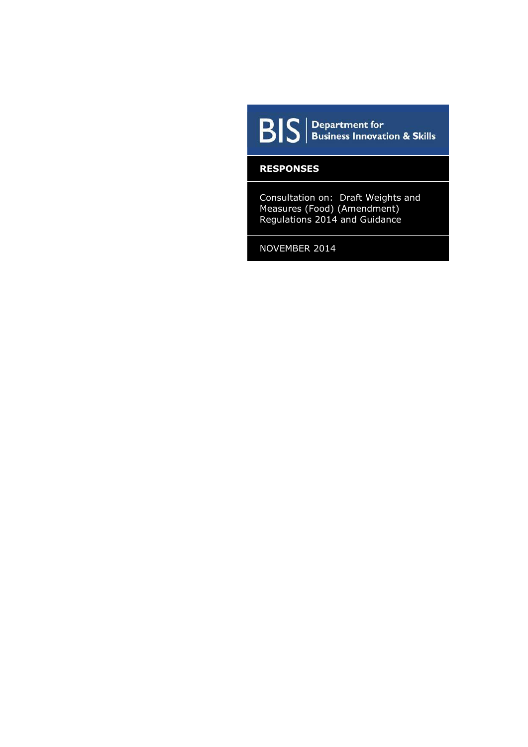BIS | Department for Business Innovation & Skills

**RESPONSES**

Consultation on: Draft Weights and Measures (Food) (Amendment) Regulations 2014 and Guidance

NOVEMBER 2014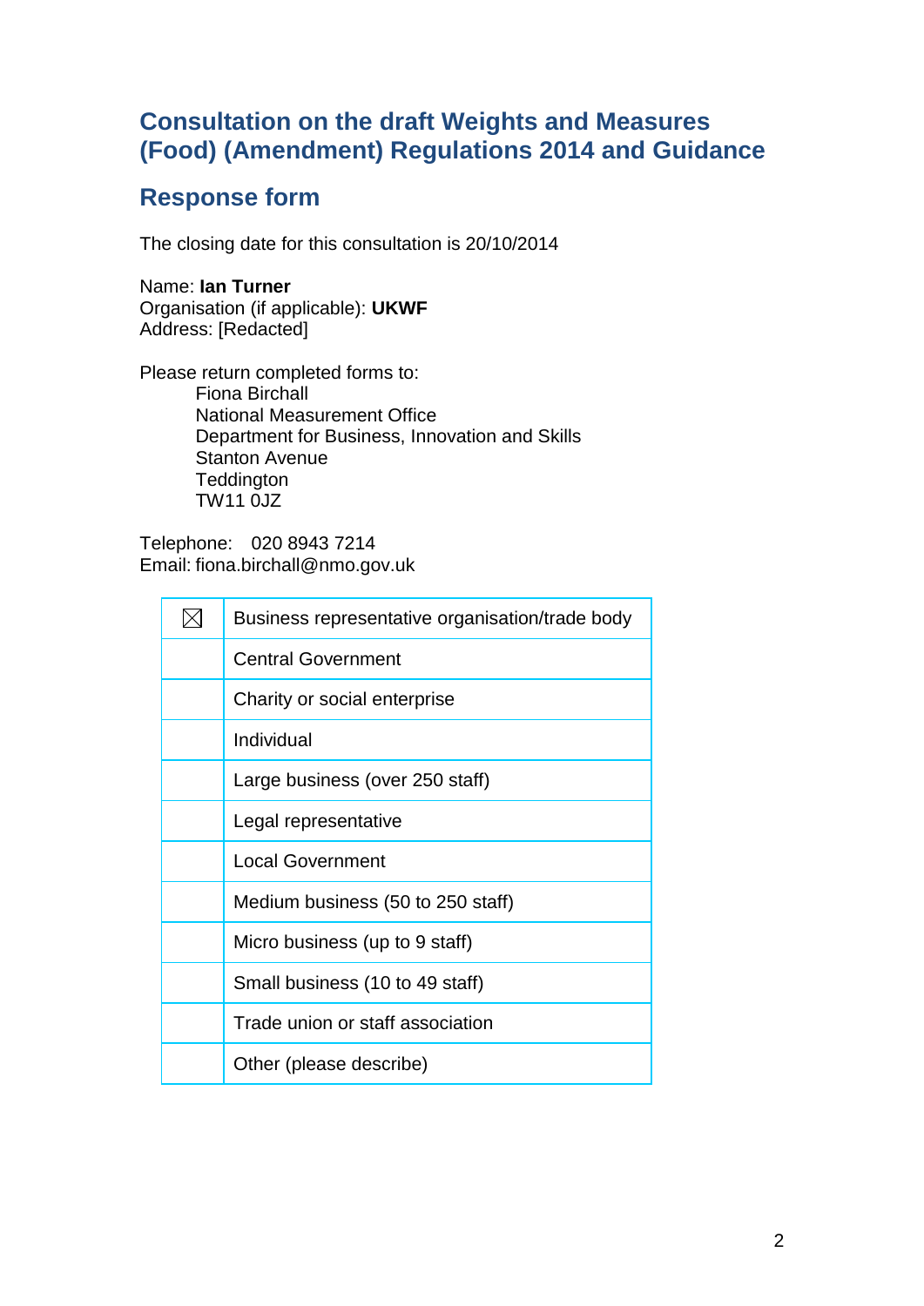# Consultation on the draft Weights and Measures (Food) (Amendment) Regulations 2014 and Guidance

## Response form

The closing date for this consultation is 20/10/2014

Name: **Ian Turner**
Organisation (if applicable): **UKWF**
Address: [Redacted]

Please return completed forms to:
Fiona Birchall
National Measurement Office
Department for Business, Innovation and Skills
Stanton Avenue
Teddington
TW11 0JZ

Telephone: 020 8943 7214
Email: fiona.birchall@nmo.gov.uk

| | |
|---|---|
| ☒ | Business representative organisation/trade body |
| | Central Government |
| | Charity or social enterprise |
| | Individual |
| | Large business (over 250 staff) |
| | Legal representative |
| | Local Government |
| | Medium business (50 to 250 staff) |
| | Micro business (up to 9 staff) |
| | Small business (10 to 49 staff) |
| | Trade union or staff association |
| | Other (please describe) |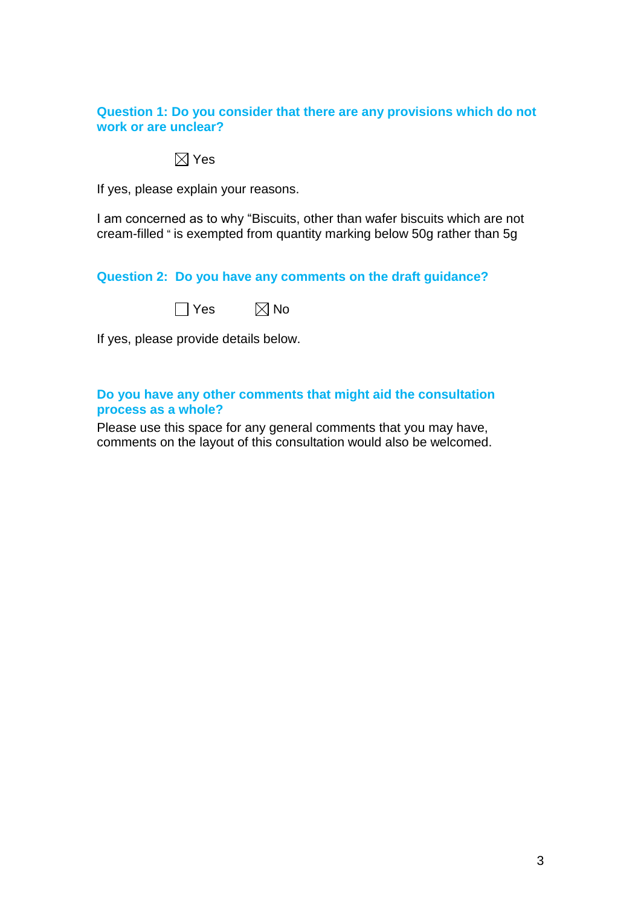**Question 1: Do you consider that there are any provisions which do not work or are unclear?**

☒ Yes

If yes, please explain your reasons.

I am concerned as to why “Biscuits, other than wafer biscuits which are not cream-filled “ is exempted from quantity marking below 50g rather than 5g

**Question 2: Do you have any comments on the draft guidance?**

☐ Yes ☒ No

If yes, please provide details below.

**Do you have any other comments that might aid the consultation process as a whole?**

Please use this space for any general comments that you may have, comments on the layout of this consultation would also be welcomed.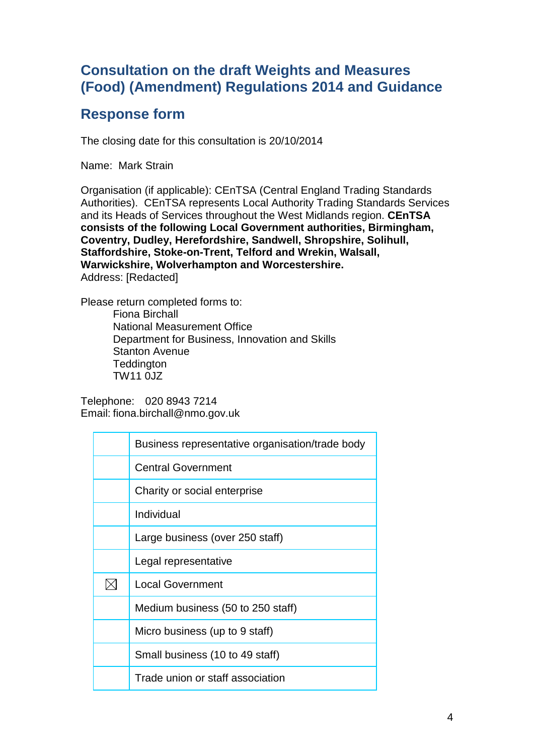# Consultation on the draft Weights and Measures (Food) (Amendment) Regulations 2014 and Guidance

## Response form

The closing date for this consultation is 20/10/2014

Name: Mark Strain

Organisation (if applicable): CEnTSA (Central England Trading Standards Authorities). CEnTSA represents Local Authority Trading Standards Services and its Heads of Services throughout the West Midlands region. **CEnTSA consists of the following Local Government authorities, Birmingham, Coventry, Dudley, Herefordshire, Sandwell, Shropshire, Solihull, Staffordshire, Stoke-on-Trent, Telford and Wrekin, Walsall, Warwickshire, Wolverhampton and Worcestershire.**
Address: [Redacted]

Please return completed forms to:

Fiona Birchall
National Measurement Office
Department for Business, Innovation and Skills
Stanton Avenue
Teddington
TW11 0JZ

Telephone: 020 8943 7214
Email: fiona.birchall@nmo.gov.uk

| | |
|---|---|
| | Business representative organisation/trade body |
| | Central Government |
| | Charity or social enterprise |
| | Individual |
| | Large business (over 250 staff) |
| | Legal representative |
| ☒ | Local Government |
| | Medium business (50 to 250 staff) |
| | Micro business (up to 9 staff) |
| | Small business (10 to 49 staff) |
| | Trade union or staff association |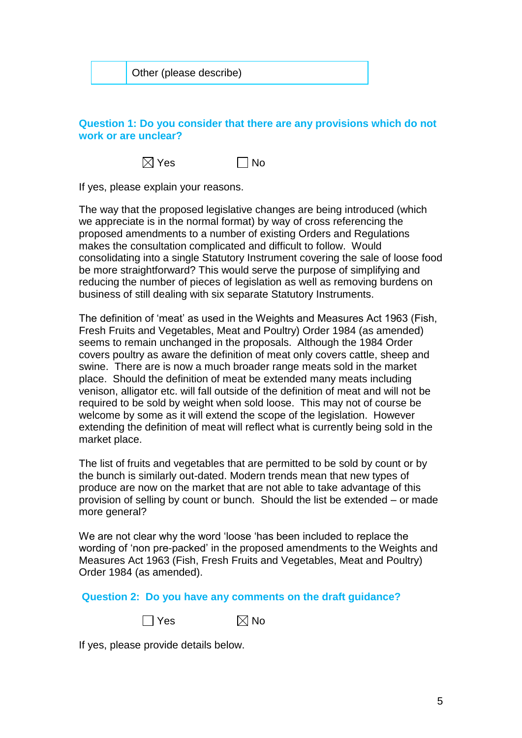| | Other (please describe) |
|---|---|

**Question 1: Do you consider that there are any provisions which do not work or are unclear?**

☒ Yes ☐ No

If yes, please explain your reasons.

The way that the proposed legislative changes are being introduced (which we appreciate is in the normal format) by way of cross referencing the proposed amendments to a number of existing Orders and Regulations makes the consultation complicated and difficult to follow. Would consolidating into a single Statutory Instrument covering the sale of loose food be more straightforward? This would serve the purpose of simplifying and reducing the number of pieces of legislation as well as removing burdens on business of still dealing with six separate Statutory Instruments.

The definition of 'meat' as used in the Weights and Measures Act 1963 (Fish, Fresh Fruits and Vegetables, Meat and Poultry) Order 1984 (as amended) seems to remain unchanged in the proposals. Although the 1984 Order covers poultry as aware the definition of meat only covers cattle, sheep and swine. There are is now a much broader range meats sold in the market place. Should the definition of meat be extended many meats including venison, alligator etc. will fall outside of the definition of meat and will not be required to be sold by weight when sold loose. This may not of course be welcome by some as it will extend the scope of the legislation. However extending the definition of meat will reflect what is currently being sold in the market place.

The list of fruits and vegetables that are permitted to be sold by count or by the bunch is similarly out-dated. Modern trends mean that new types of produce are now on the market that are not able to take advantage of this provision of selling by count or bunch. Should the list be extended – or made more general?

We are not clear why the word 'loose 'has been included to replace the wording of 'non pre-packed' in the proposed amendments to the Weights and Measures Act 1963 (Fish, Fresh Fruits and Vegetables, Meat and Poultry) Order 1984 (as amended).

**Question 2: Do you have any comments on the draft guidance?**

☐ Yes ☒ No

If yes, please provide details below.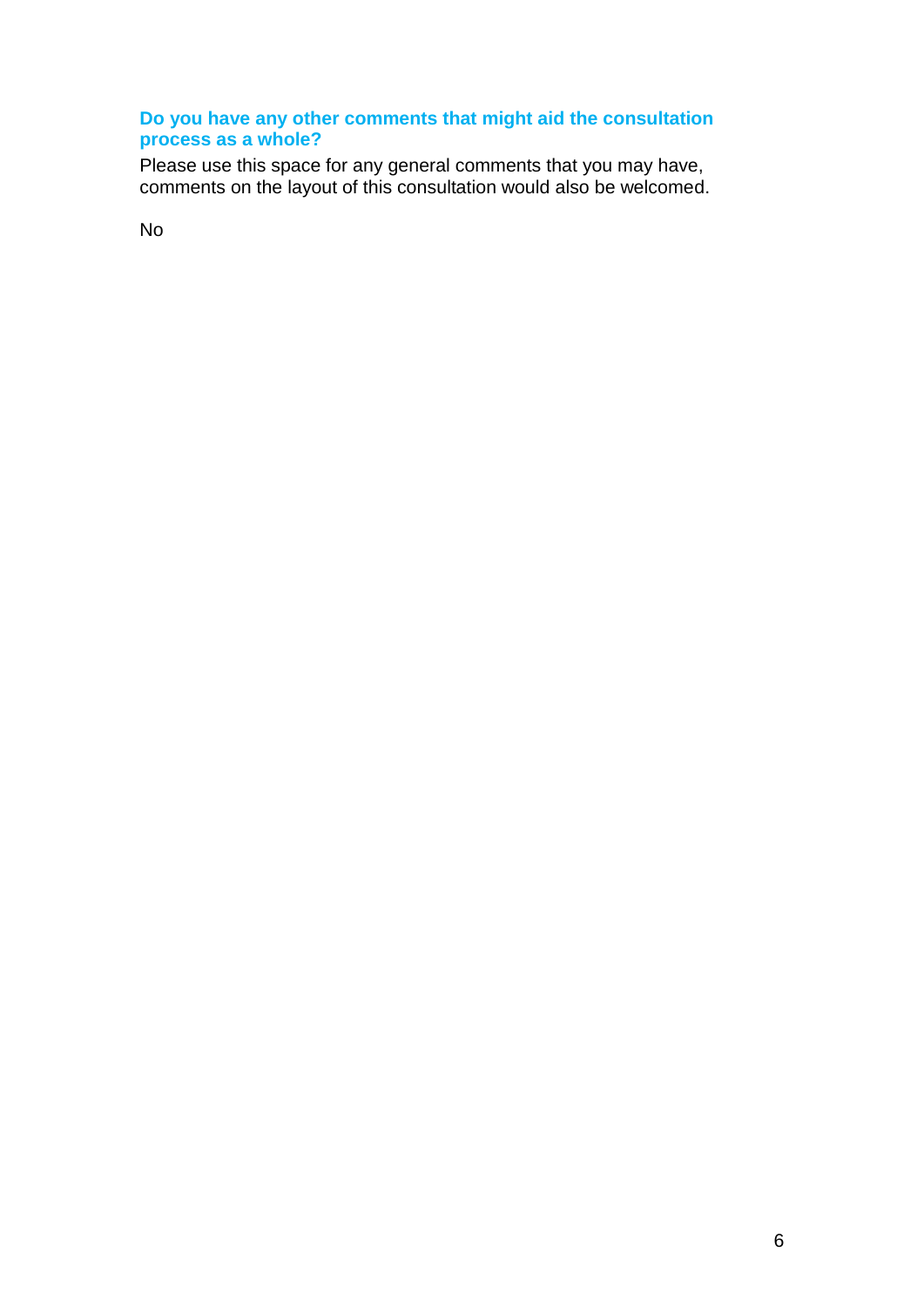### Do you have any other comments that might aid the consultation process as a whole?

Please use this space for any general comments that you may have, comments on the layout of this consultation would also be welcomed.

No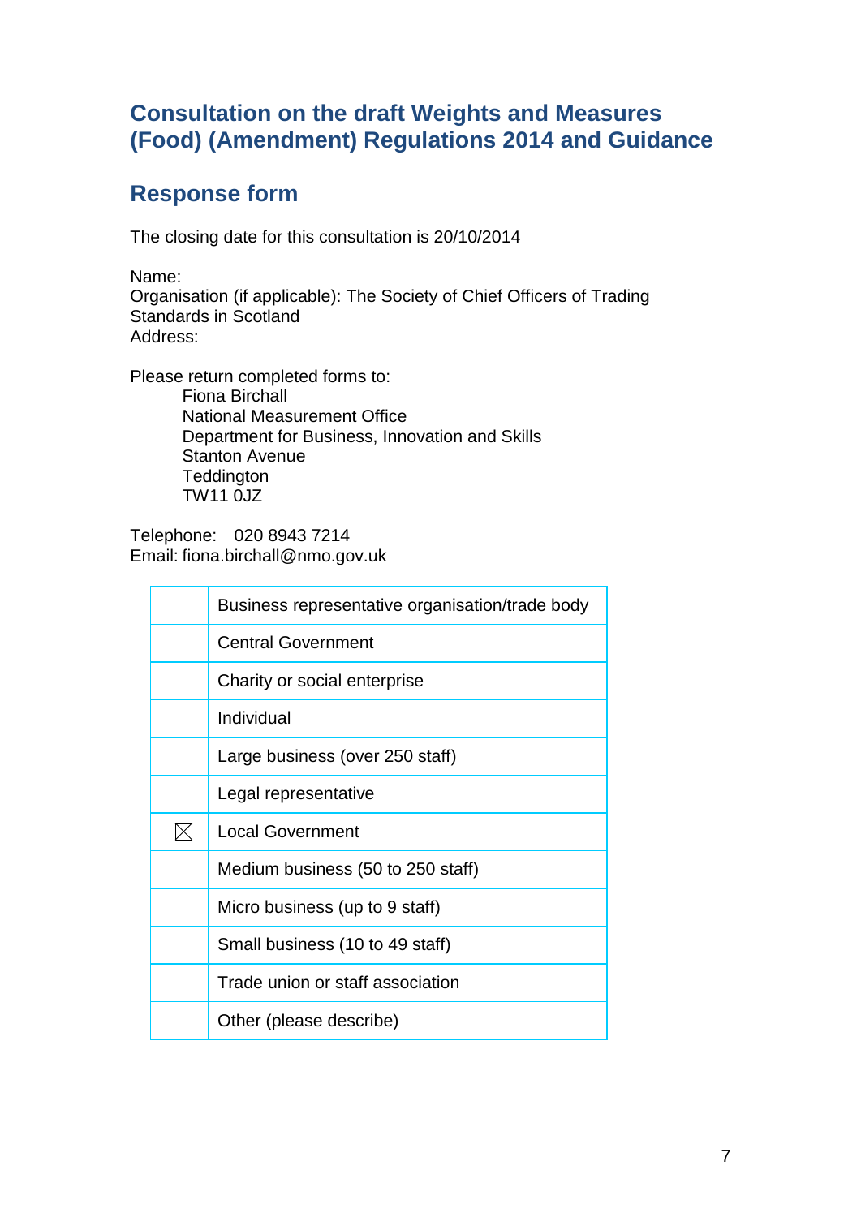## Consultation on the draft Weights and Measures (Food) (Amendment) Regulations 2014 and Guidance

## Response form

The closing date for this consultation is 20/10/2014

Name:
Organisation (if applicable): The Society of Chief Officers of Trading Standards in Scotland
Address:

Please return completed forms to:

Fiona Birchall
National Measurement Office
Department for Business, Innovation and Skills
Stanton Avenue
Teddington
TW11 0JZ

Telephone: 020 8943 7214
Email: fiona.birchall@nmo.gov.uk

| | |
|---|---|
| | Business representative organisation/trade body |
| | Central Government |
| | Charity or social enterprise |
| | Individual |
| | Large business (over 250 staff) |
| | Legal representative |
| ☒ | Local Government |
| | Medium business (50 to 250 staff) |
| | Micro business (up to 9 staff) |
| | Small business (10 to 49 staff) |
| | Trade union or staff association |
| | Other (please describe) |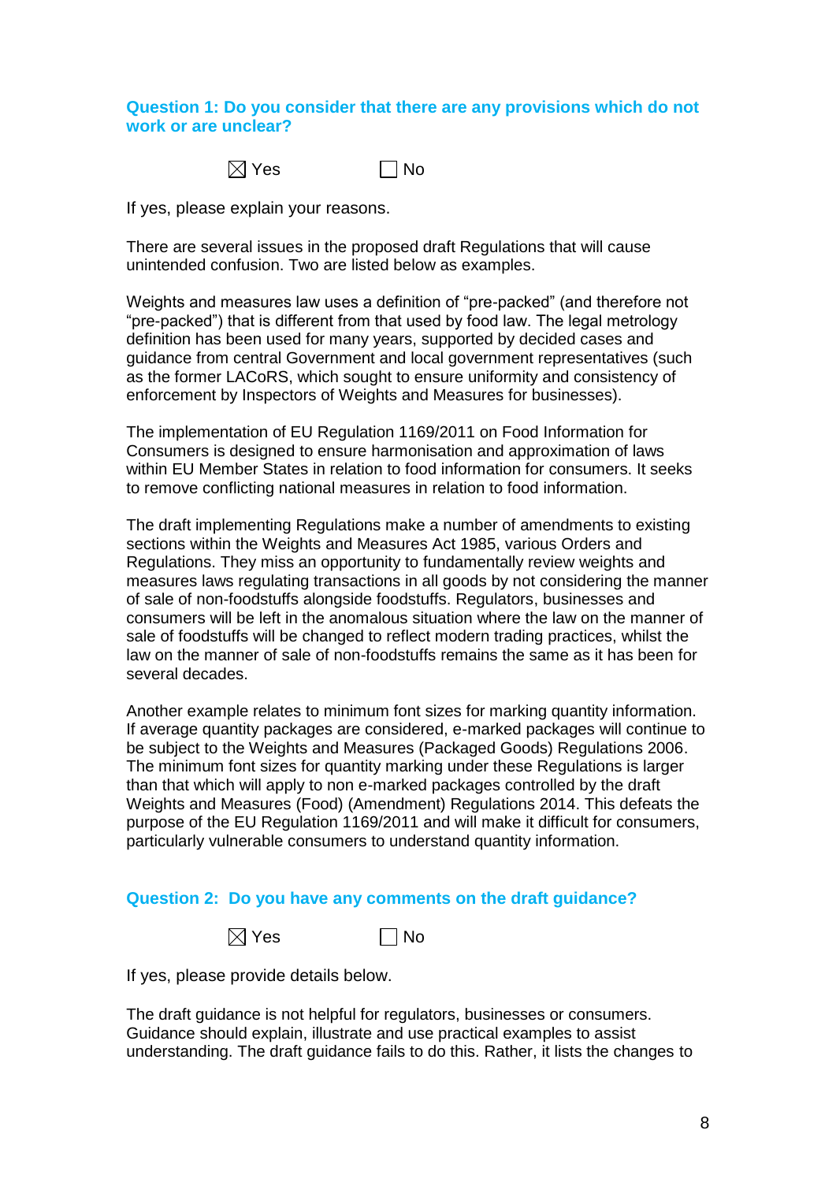### Question 1: Do you consider that there are any provisions which do not work or are unclear?

☒ Yes ☐ No

If yes, please explain your reasons.

There are several issues in the proposed draft Regulations that will cause unintended confusion. Two are listed below as examples.

Weights and measures law uses a definition of "pre-packed" (and therefore not "pre-packed") that is different from that used by food law. The legal metrology definition has been used for many years, supported by decided cases and guidance from central Government and local government representatives (such as the former LACoRS, which sought to ensure uniformity and consistency of enforcement by Inspectors of Weights and Measures for businesses).

The implementation of EU Regulation 1169/2011 on Food Information for Consumers is designed to ensure harmonisation and approximation of laws within EU Member States in relation to food information for consumers. It seeks to remove conflicting national measures in relation to food information.

The draft implementing Regulations make a number of amendments to existing sections within the Weights and Measures Act 1985, various Orders and Regulations. They miss an opportunity to fundamentally review weights and measures laws regulating transactions in all goods by not considering the manner of sale of non-foodstuffs alongside foodstuffs. Regulators, businesses and consumers will be left in the anomalous situation where the law on the manner of sale of foodstuffs will be changed to reflect modern trading practices, whilst the law on the manner of sale of non-foodstuffs remains the same as it has been for several decades.

Another example relates to minimum font sizes for marking quantity information. If average quantity packages are considered, e-marked packages will continue to be subject to the Weights and Measures (Packaged Goods) Regulations 2006. The minimum font sizes for quantity marking under these Regulations is larger than that which will apply to non e-marked packages controlled by the draft Weights and Measures (Food) (Amendment) Regulations 2014. This defeats the purpose of the EU Regulation 1169/2011 and will make it difficult for consumers, particularly vulnerable consumers to understand quantity information.

### Question 2: Do you have any comments on the draft guidance?

☒ Yes ☐ No

If yes, please provide details below.

The draft guidance is not helpful for regulators, businesses or consumers. Guidance should explain, illustrate and use practical examples to assist understanding. The draft guidance fails to do this. Rather, it lists the changes to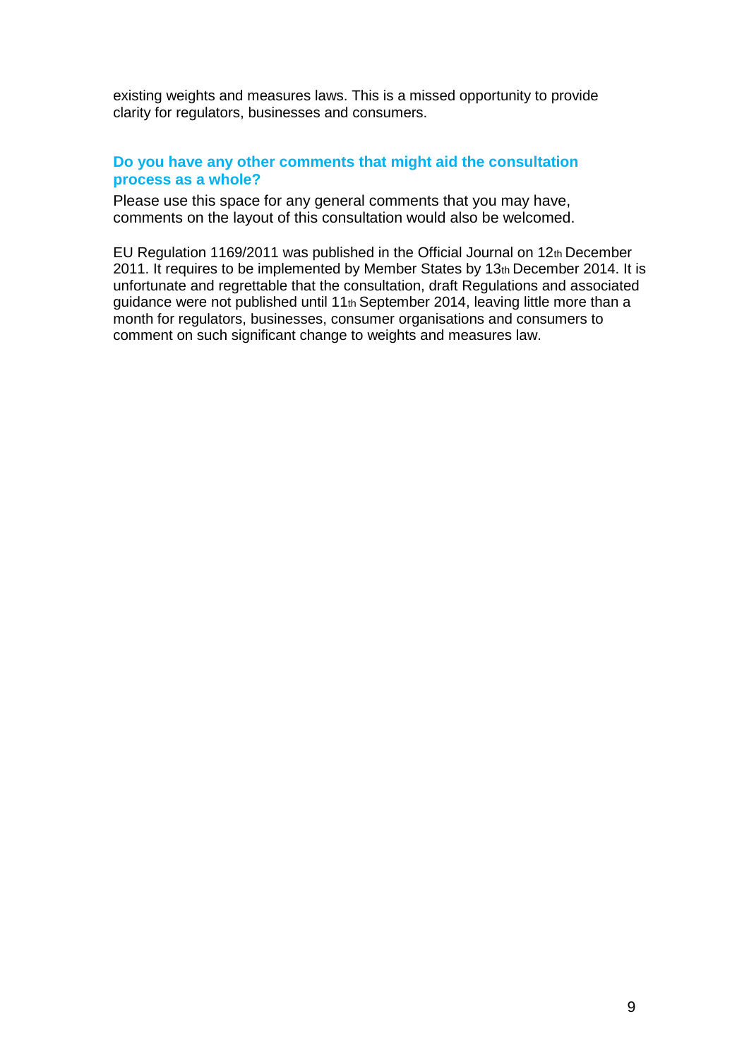existing weights and measures laws. This is a missed opportunity to provide clarity for regulators, businesses and consumers.

### Do you have any other comments that might aid the consultation process as a whole?

Please use this space for any general comments that you may have, comments on the layout of this consultation would also be welcomed.

EU Regulation 1169/2011 was published in the Official Journal on 12th December 2011. It requires to be implemented by Member States by 13th December 2014. It is unfortunate and regrettable that the consultation, draft Regulations and associated guidance were not published until 11th September 2014, leaving little more than a month for regulators, businesses, consumer organisations and consumers to comment on such significant change to weights and measures law.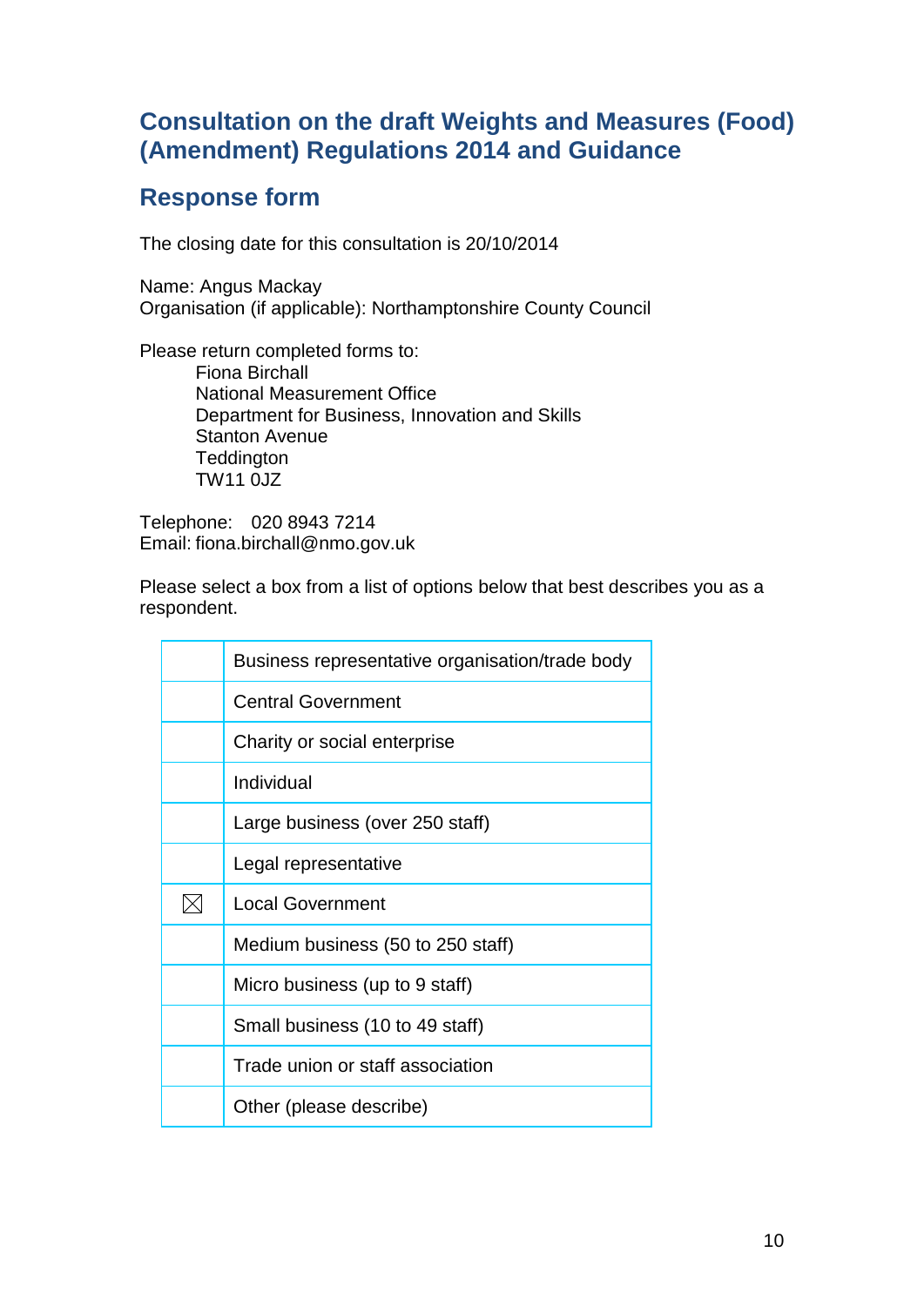## Consultation on the draft Weights and Measures (Food) (Amendment) Regulations 2014 and Guidance

## Response form

The closing date for this consultation is 20/10/2014

Name: Angus Mackay
Organisation (if applicable): Northamptonshire County Council

Please return completed forms to:

Fiona Birchall
National Measurement Office
Department for Business, Innovation and Skills
Stanton Avenue
Teddington
TW11 0JZ

Telephone: 020 8943 7214
Email: fiona.birchall@nmo.gov.uk

Please select a box from a list of options below that best describes you as a respondent.

| | |
|---|---|
| | Business representative organisation/trade body |
| | Central Government |
| | Charity or social enterprise |
| | Individual |
| | Large business (over 250 staff) |
| | Legal representative |
| ☒ | Local Government |
| | Medium business (50 to 250 staff) |
| | Micro business (up to 9 staff) |
| | Small business (10 to 49 staff) |
| | Trade union or staff association |
| | Other (please describe) |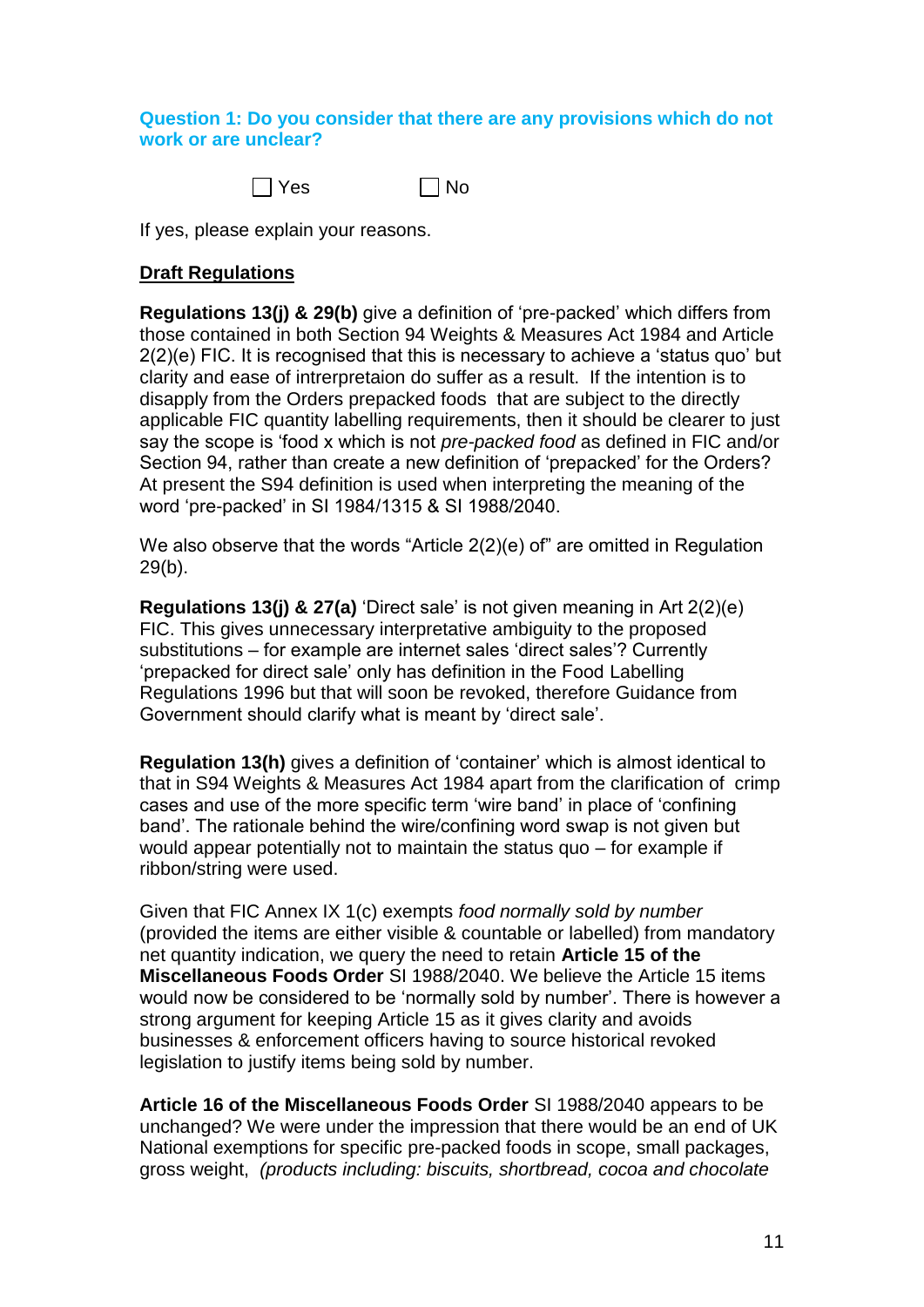**Question 1: Do you consider that there are any provisions which do not work or are unclear?**

☐ Yes ☐ No

If yes, please explain your reasons.

**Draft Regulations**

**Regulations 13(j) & 29(b)** give a definition of 'pre-packed' which differs from those contained in both Section 94 Weights & Measures Act 1984 and Article 2(2)(e) FIC. It is recognised that this is necessary to achieve a 'status quo' but clarity and ease of intrerpretaion do suffer as a result. If the intention is to disapply from the Orders prepacked foods that are subject to the directly applicable FIC quantity labelling requirements, then it should be clearer to just say the scope is 'food x which is not *pre-packed food* as defined in FIC and/or Section 94, rather than create a new definition of 'prepacked' for the Orders? At present the S94 definition is used when interpreting the meaning of the word 'pre-packed' in SI 1984/1315 & SI 1988/2040.

We also observe that the words "Article 2(2)(e) of" are omitted in Regulation 29(b).

**Regulations 13(j) & 27(a)** 'Direct sale' is not given meaning in Art 2(2)(e) FIC. This gives unnecessary interpretative ambiguity to the proposed substitutions – for example are internet sales 'direct sales'? Currently 'prepacked for direct sale' only has definition in the Food Labelling Regulations 1996 but that will soon be revoked, therefore Guidance from Government should clarify what is meant by 'direct sale'.

**Regulation 13(h)** gives a definition of 'container' which is almost identical to that in S94 Weights & Measures Act 1984 apart from the clarification of crimp cases and use of the more specific term 'wire band' in place of 'confining band'. The rationale behind the wire/confining word swap is not given but would appear potentially not to maintain the status quo – for example if ribbon/string were used.

Given that FIC Annex IX 1(c) exempts *food normally sold by number* (provided the items are either visible & countable or labelled) from mandatory net quantity indication, we query the need to retain **Article 15 of the Miscellaneous Foods Order** SI 1988/2040. We believe the Article 15 items would now be considered to be 'normally sold by number'. There is however a strong argument for keeping Article 15 as it gives clarity and avoids businesses & enforcement officers having to source historical revoked legislation to justify items being sold by number.

**Article 16 of the Miscellaneous Foods Order** SI 1988/2040 appears to be unchanged? We were under the impression that there would be an end of UK National exemptions for specific pre-packed foods in scope, small packages, gross weight, *(products including: biscuits, shortbread, cocoa and chocolate*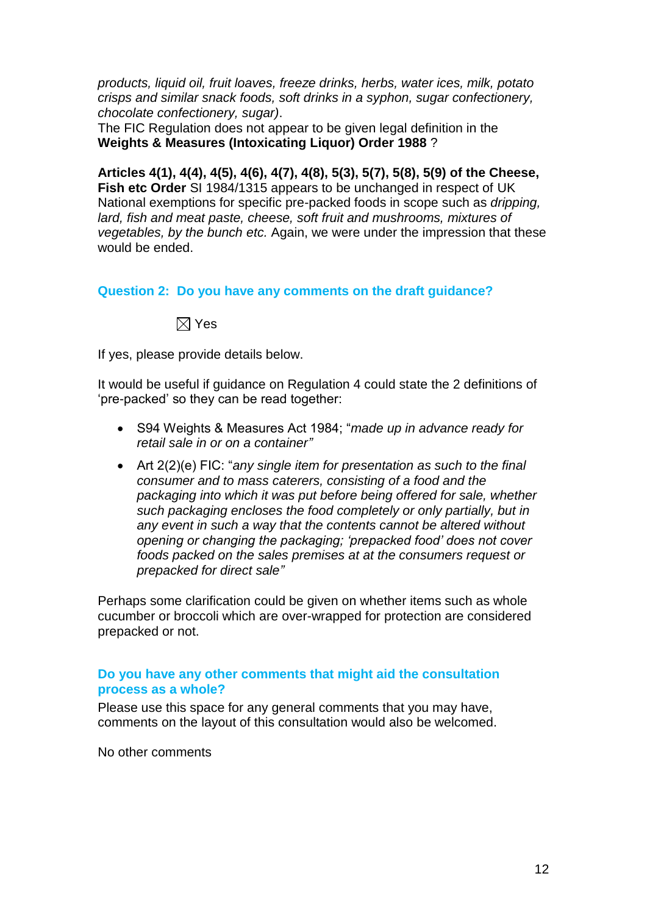*products, liquid oil, fruit loaves, freeze drinks, herbs, water ices, milk, potato crisps and similar snack foods, soft drinks in a syphon, sugar confectionery, chocolate confectionery, sugar)*.
The FIC Regulation does not appear to be given legal definition in the **Weights & Measures (Intoxicating Liquor) Order 1988** ?

**Articles 4(1), 4(4), 4(5), 4(6), 4(7), 4(8), 5(3), 5(7), 5(8), 5(9) of the Cheese, Fish etc Order** SI 1984/1315 appears to be unchanged in respect of UK National exemptions for specific pre-packed foods in scope such as *dripping, lard, fish and meat paste, cheese, soft fruit and mushrooms, mixtures of vegetables, by the bunch etc.* Again, we were under the impression that these would be ended.

### Question 2: Do you have any comments on the draft guidance?

☒ Yes

If yes, please provide details below.

It would be useful if guidance on Regulation 4 could state the 2 definitions of 'pre-packed' so they can be read together:

- S94 Weights & Measures Act 1984; "*made up in advance ready for retail sale in or on a container"*
- Art 2(2)(e) FIC: "*any single item for presentation as such to the final consumer and to mass caterers, consisting of a food and the packaging into which it was put before being offered for sale, whether such packaging encloses the food completely or only partially, but in any event in such a way that the contents cannot be altered without opening or changing the packaging; 'prepacked food' does not cover foods packed on the sales premises at at the consumers request or prepacked for direct sale"*

Perhaps some clarification could be given on whether items such as whole cucumber or broccoli which are over-wrapped for protection are considered prepacked or not.

### Do you have any other comments that might aid the consultation process as a whole?

Please use this space for any general comments that you may have, comments on the layout of this consultation would also be welcomed.

No other comments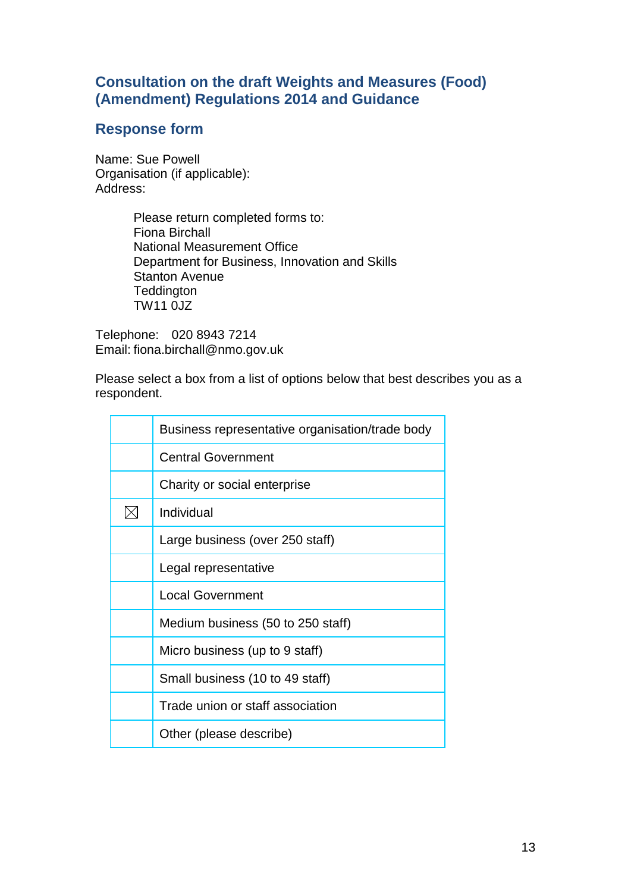## Consultation on the draft Weights and Measures (Food) (Amendment) Regulations 2014 and Guidance

## Response form

Name: Sue Powell
Organisation (if applicable):
Address:

> Please return completed forms to:
> Fiona Birchall
> National Measurement Office
> Department for Business, Innovation and Skills
> Stanton Avenue
> Teddington
> TW11 0JZ

Telephone: 020 8943 7214
Email: fiona.birchall@nmo.gov.uk

Please select a box from a list of options below that best describes you as a respondent.

| | |
|---|---|
| | Business representative organisation/trade body |
| | Central Government |
| | Charity or social enterprise |
| ☒ | Individual |
| | Large business (over 250 staff) |
| | Legal representative |
| | Local Government |
| | Medium business (50 to 250 staff) |
| | Micro business (up to 9 staff) |
| | Small business (10 to 49 staff) |
| | Trade union or staff association |
| | Other (please describe) |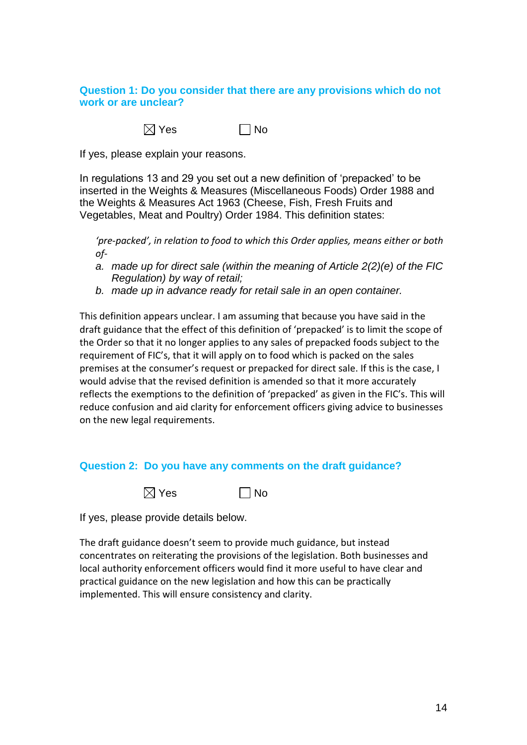### Question 1: Do you consider that there are any provisions which do not work or are unclear?

☒ Yes ☐ No

If yes, please explain your reasons.

In regulations 13 and 29 you set out a new definition of 'prepacked' to be inserted in the Weights & Measures (Miscellaneous Foods) Order 1988 and the Weights & Measures Act 1963 (Cheese, Fish, Fresh Fruits and Vegetables, Meat and Poultry) Order 1984. This definition states:

> *'pre-packed', in relation to food to which this Order applies, means either or both of-*
>
> a. *made up for direct sale (within the meaning of Article 2(2)(e) of the FIC Regulation) by way of retail;*
> b. *made up in advance ready for retail sale in an open container.*

This definition appears unclear. I am assuming that because you have said in the draft guidance that the effect of this definition of 'prepacked' is to limit the scope of the Order so that it no longer applies to any sales of prepacked foods subject to the requirement of FIC's, that it will apply on to food which is packed on the sales premises at the consumer's request or prepacked for direct sale. If this is the case, I would advise that the revised definition is amended so that it more accurately reflects the exemptions to the definition of 'prepacked' as given in the FIC's. This will reduce confusion and aid clarity for enforcement officers giving advice to businesses on the new legal requirements.

### Question 2: Do you have any comments on the draft guidance?

☒ Yes ☐ No

If yes, please provide details below.

The draft guidance doesn't seem to provide much guidance, but instead concentrates on reiterating the provisions of the legislation. Both businesses and local authority enforcement officers would find it more useful to have clear and practical guidance on the new legislation and how this can be practically implemented. This will ensure consistency and clarity.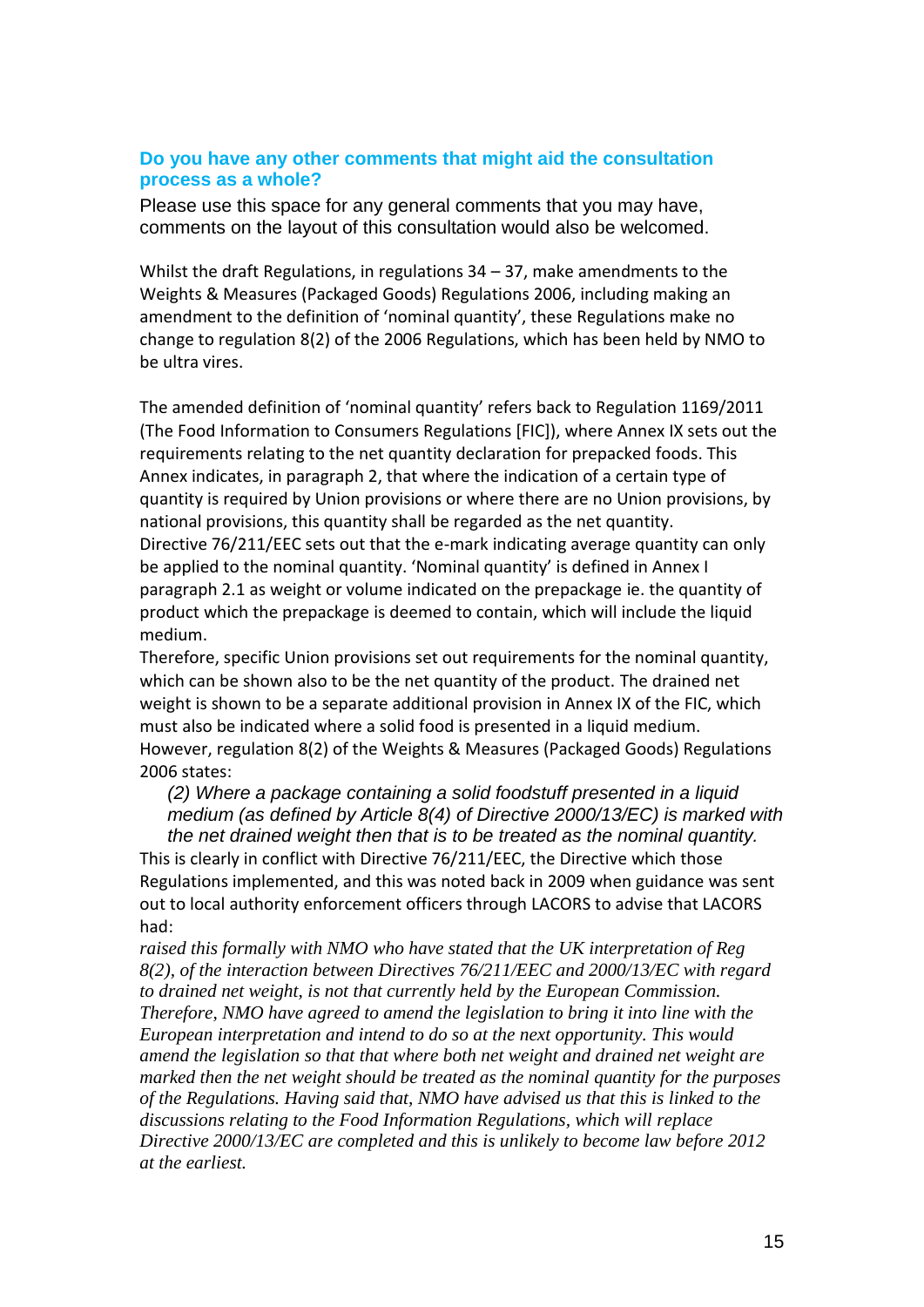### Do you have any other comments that might aid the consultation process as a whole?

Please use this space for any general comments that you may have, comments on the layout of this consultation would also be welcomed.

Whilst the draft Regulations, in regulations 34 – 37, make amendments to the Weights & Measures (Packaged Goods) Regulations 2006, including making an amendment to the definition of 'nominal quantity', these Regulations make no change to regulation 8(2) of the 2006 Regulations, which has been held by NMO to be ultra vires.

The amended definition of 'nominal quantity' refers back to Regulation 1169/2011 (The Food Information to Consumers Regulations [FIC]), where Annex IX sets out the requirements relating to the net quantity declaration for prepacked foods. This Annex indicates, in paragraph 2, that where the indication of a certain type of quantity is required by Union provisions or where there are no Union provisions, by national provisions, this quantity shall be regarded as the net quantity.
Directive 76/211/EEC sets out that the e-mark indicating average quantity can only be applied to the nominal quantity. 'Nominal quantity' is defined in Annex I paragraph 2.1 as weight or volume indicated on the prepackage ie. the quantity of product which the prepackage is deemed to contain, which will include the liquid medium.
Therefore, specific Union provisions set out requirements for the nominal quantity, which can be shown also to be the net quantity of the product. The drained net weight is shown to be a separate additional provision in Annex IX of the FIC, which must also be indicated where a solid food is presented in a liquid medium.
However, regulation 8(2) of the Weights & Measures (Packaged Goods) Regulations 2006 states:

> *(2) Where a package containing a solid foodstuff presented in a liquid medium (as defined by Article 8(4) of Directive 2000/13/EC) is marked with the net drained weight then that is to be treated as the nominal quantity.*

This is clearly in conflict with Directive 76/211/EEC, the Directive which those Regulations implemented, and this was noted back in 2009 when guidance was sent out to local authority enforcement officers through LACORS to advise that LACORS had:

*raised this formally with NMO who have stated that the UK interpretation of Reg 8(2), of the interaction between Directives 76/211/EEC and 2000/13/EC with regard to drained net weight, is not that currently held by the European Commission. Therefore, NMO have agreed to amend the legislation to bring it into line with the European interpretation and intend to do so at the next opportunity. This would amend the legislation so that that where both net weight and drained net weight are marked then the net weight should be treated as the nominal quantity for the purposes of the Regulations. Having said that, NMO have advised us that this is linked to the discussions relating to the Food Information Regulations, which will replace Directive 2000/13/EC are completed and this is unlikely to become law before 2012 at the earliest.*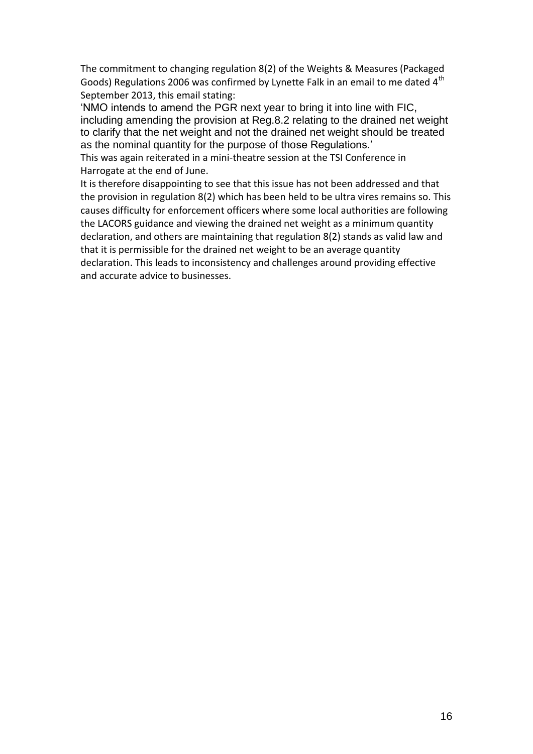The commitment to changing regulation 8(2) of the Weights & Measures (Packaged Goods) Regulations 2006 was confirmed by Lynette Falk in an email to me dated 4th September 2013, this email stating:

'NMO intends to amend the PGR next year to bring it into line with FIC, including amending the provision at Reg.8.2 relating to the drained net weight to clarify that the net weight and not the drained net weight should be treated as the nominal quantity for the purpose of those Regulations.'

This was again reiterated in a mini-theatre session at the TSI Conference in Harrogate at the end of June.

It is therefore disappointing to see that this issue has not been addressed and that the provision in regulation 8(2) which has been held to be ultra vires remains so. This causes difficulty for enforcement officers where some local authorities are following the LACORS guidance and viewing the drained net weight as a minimum quantity declaration, and others are maintaining that regulation 8(2) stands as valid law and that it is permissible for the drained net weight to be an average quantity declaration. This leads to inconsistency and challenges around providing effective and accurate advice to businesses.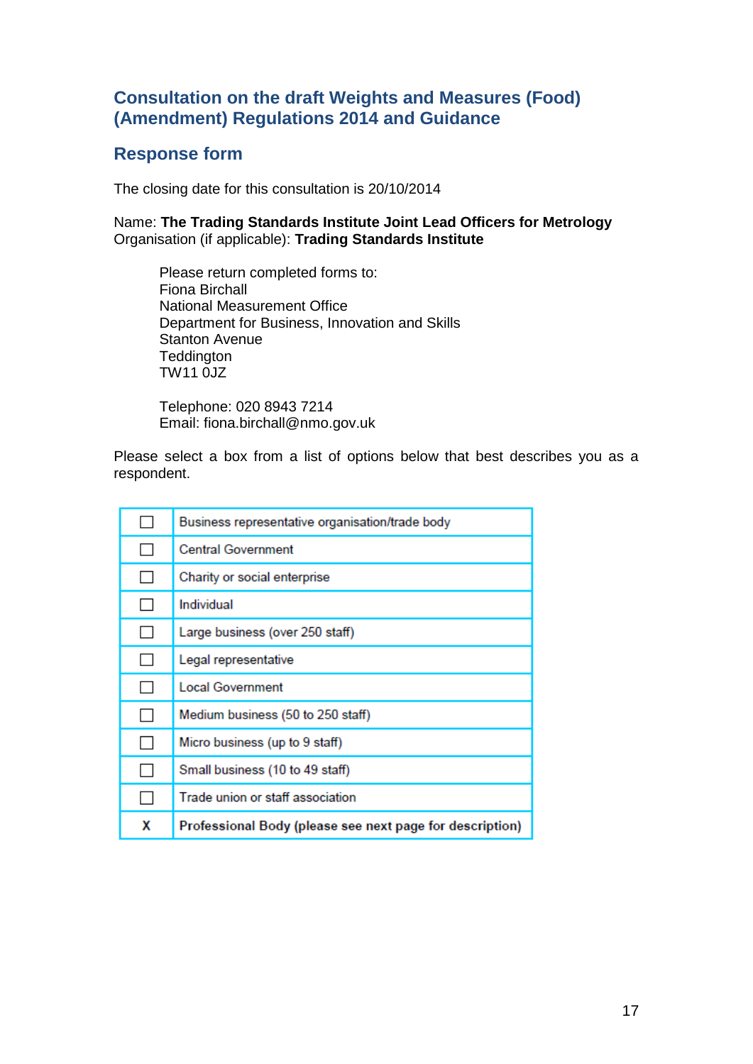## Consultation on the draft Weights and Measures (Food) (Amendment) Regulations 2014 and Guidance

## Response form

The closing date for this consultation is 20/10/2014

Name: **The Trading Standards Institute Joint Lead Officers for Metrology**
Organisation (if applicable): **Trading Standards Institute**

Please return completed forms to:
Fiona Birchall
National Measurement Office
Department for Business, Innovation and Skills
Stanton Avenue
Teddington
TW11 0JZ

Telephone: 020 8943 7214
Email: fiona.birchall@nmo.gov.uk

Please select a box from a list of options below that best describes you as a respondent.

| | |
|---|---|
| ☐ | Business representative organisation/trade body |
| ☐ | Central Government |
| ☐ | Charity or social enterprise |
| ☐ | Individual |
| ☐ | Large business (over 250 staff) |
| ☐ | Legal representative |
| ☐ | Local Government |
| ☐ | Medium business (50 to 250 staff) |
| ☐ | Micro business (up to 9 staff) |
| ☐ | Small business (10 to 49 staff) |
| ☐ | Trade union or staff association |
| **X** | **Professional Body (please see next page for description)** |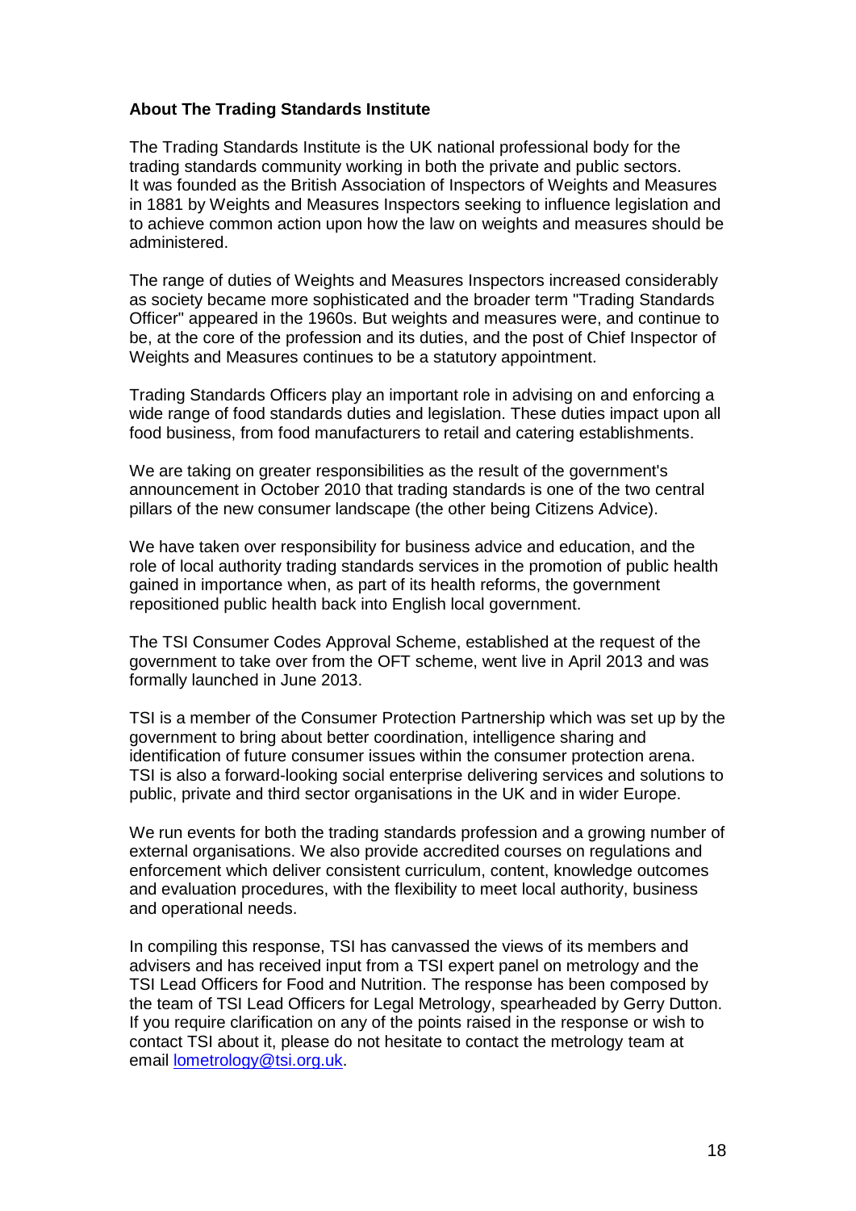**About The Trading Standards Institute**

The Trading Standards Institute is the UK national professional body for the trading standards community working in both the private and public sectors. It was founded as the British Association of Inspectors of Weights and Measures in 1881 by Weights and Measures Inspectors seeking to influence legislation and to achieve common action upon how the law on weights and measures should be administered.

The range of duties of Weights and Measures Inspectors increased considerably as society became more sophisticated and the broader term "Trading Standards Officer" appeared in the 1960s. But weights and measures were, and continue to be, at the core of the profession and its duties, and the post of Chief Inspector of Weights and Measures continues to be a statutory appointment.

Trading Standards Officers play an important role in advising on and enforcing a wide range of food standards duties and legislation. These duties impact upon all food business, from food manufacturers to retail and catering establishments.

We are taking on greater responsibilities as the result of the government's announcement in October 2010 that trading standards is one of the two central pillars of the new consumer landscape (the other being Citizens Advice).

We have taken over responsibility for business advice and education, and the role of local authority trading standards services in the promotion of public health gained in importance when, as part of its health reforms, the government repositioned public health back into English local government.

The TSI Consumer Codes Approval Scheme, established at the request of the government to take over from the OFT scheme, went live in April 2013 and was formally launched in June 2013.

TSI is a member of the Consumer Protection Partnership which was set up by the government to bring about better coordination, intelligence sharing and identification of future consumer issues within the consumer protection arena. TSI is also a forward-looking social enterprise delivering services and solutions to public, private and third sector organisations in the UK and in wider Europe.

We run events for both the trading standards profession and a growing number of external organisations. We also provide accredited courses on regulations and enforcement which deliver consistent curriculum, content, knowledge outcomes and evaluation procedures, with the flexibility to meet local authority, business and operational needs.

In compiling this response, TSI has canvassed the views of its members and advisers and has received input from a TSI expert panel on metrology and the TSI Lead Officers for Food and Nutrition. The response has been composed by the team of TSI Lead Officers for Legal Metrology, spearheaded by Gerry Dutton. If you require clarification on any of the points raised in the response or wish to contact TSI about it, please do not hesitate to contact the metrology team at email lometrology@tsi.org.uk.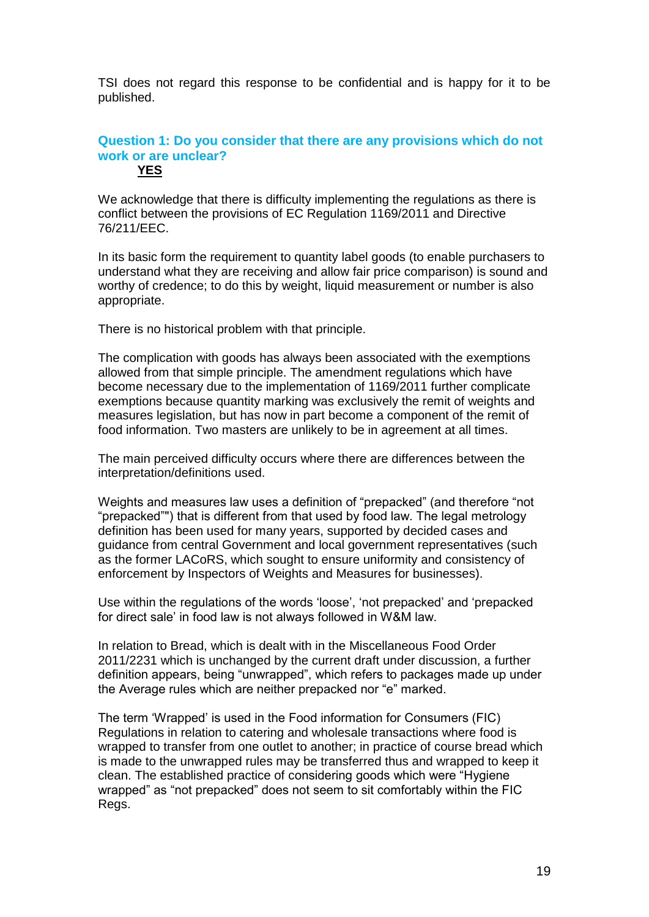TSI does not regard this response to be confidential and is happy for it to be published.

### Question 1: Do you consider that there are any provisions which do not work or are unclear?

**YES**

We acknowledge that there is difficulty implementing the regulations as there is conflict between the provisions of EC Regulation 1169/2011 and Directive 76/211/EEC.

In its basic form the requirement to quantity label goods (to enable purchasers to understand what they are receiving and allow fair price comparison) is sound and worthy of credence; to do this by weight, liquid measurement or number is also appropriate.

There is no historical problem with that principle.

The complication with goods has always been associated with the exemptions allowed from that simple principle. The amendment regulations which have become necessary due to the implementation of 1169/2011 further complicate exemptions because quantity marking was exclusively the remit of weights and measures legislation, but has now in part become a component of the remit of food information. Two masters are unlikely to be in agreement at all times.

The main perceived difficulty occurs where there are differences between the interpretation/definitions used.

Weights and measures law uses a definition of "prepacked" (and therefore "not "prepacked"") that is different from that used by food law. The legal metrology definition has been used for many years, supported by decided cases and guidance from central Government and local government representatives (such as the former LACoRS, which sought to ensure uniformity and consistency of enforcement by Inspectors of Weights and Measures for businesses).

Use within the regulations of the words 'loose', 'not prepacked' and 'prepacked for direct sale' in food law is not always followed in W&M law.

In relation to Bread, which is dealt with in the Miscellaneous Food Order 2011/2231 which is unchanged by the current draft under discussion, a further definition appears, being "unwrapped", which refers to packages made up under the Average rules which are neither prepacked nor "e" marked.

The term 'Wrapped' is used in the Food information for Consumers (FIC) Regulations in relation to catering and wholesale transactions where food is wrapped to transfer from one outlet to another; in practice of course bread which is made to the unwrapped rules may be transferred thus and wrapped to keep it clean. The established practice of considering goods which were "Hygiene wrapped" as "not prepacked" does not seem to sit comfortably within the FIC Regs.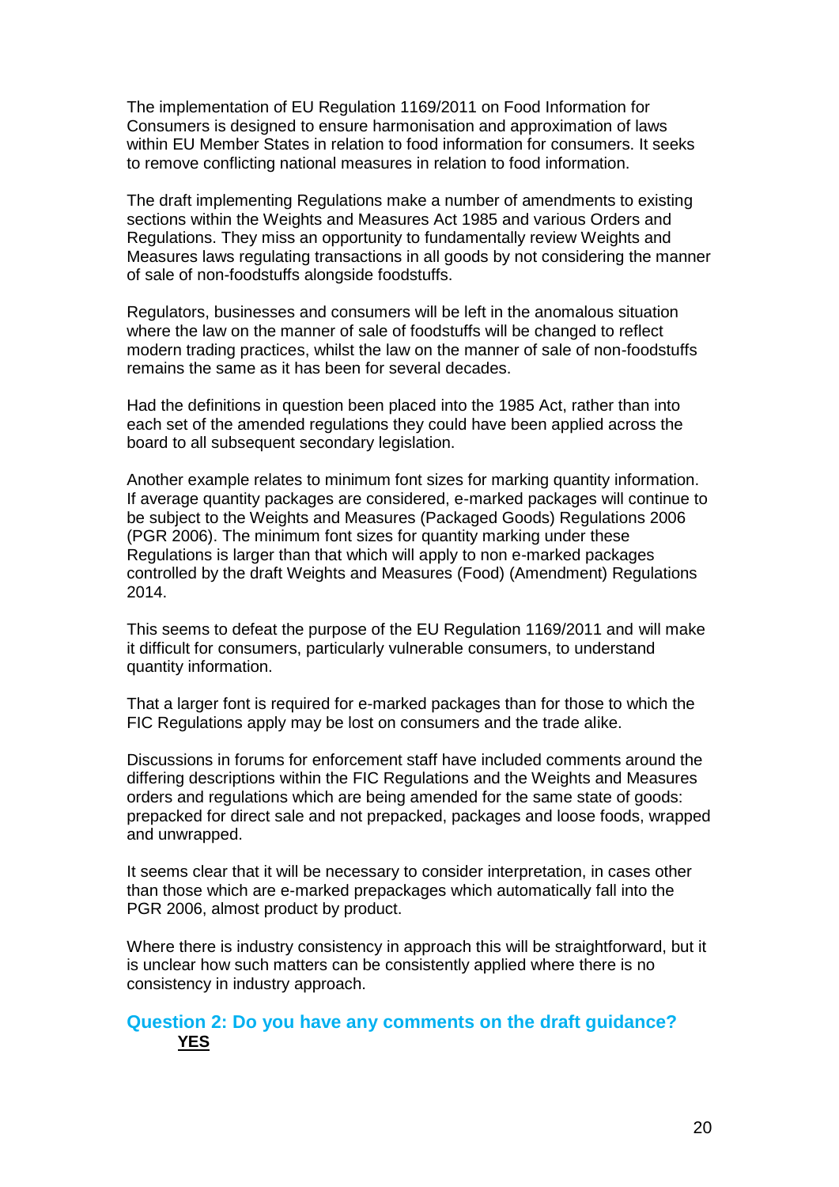The implementation of EU Regulation 1169/2011 on Food Information for Consumers is designed to ensure harmonisation and approximation of laws within EU Member States in relation to food information for consumers. It seeks to remove conflicting national measures in relation to food information.

The draft implementing Regulations make a number of amendments to existing sections within the Weights and Measures Act 1985 and various Orders and Regulations. They miss an opportunity to fundamentally review Weights and Measures laws regulating transactions in all goods by not considering the manner of sale of non-foodstuffs alongside foodstuffs.

Regulators, businesses and consumers will be left in the anomalous situation where the law on the manner of sale of foodstuffs will be changed to reflect modern trading practices, whilst the law on the manner of sale of non-foodstuffs remains the same as it has been for several decades.

Had the definitions in question been placed into the 1985 Act, rather than into each set of the amended regulations they could have been applied across the board to all subsequent secondary legislation.

Another example relates to minimum font sizes for marking quantity information. If average quantity packages are considered, e-marked packages will continue to be subject to the Weights and Measures (Packaged Goods) Regulations 2006 (PGR 2006). The minimum font sizes for quantity marking under these Regulations is larger than that which will apply to non e-marked packages controlled by the draft Weights and Measures (Food) (Amendment) Regulations 2014.

This seems to defeat the purpose of the EU Regulation 1169/2011 and will make it difficult for consumers, particularly vulnerable consumers, to understand quantity information.

That a larger font is required for e-marked packages than for those to which the FIC Regulations apply may be lost on consumers and the trade alike.

Discussions in forums for enforcement staff have included comments around the differing descriptions within the FIC Regulations and the Weights and Measures orders and regulations which are being amended for the same state of goods: prepacked for direct sale and not prepacked, packages and loose foods, wrapped and unwrapped.

It seems clear that it will be necessary to consider interpretation, in cases other than those which are e-marked prepackages which automatically fall into the PGR 2006, almost product by product.

Where there is industry consistency in approach this will be straightforward, but it is unclear how such matters can be consistently applied where there is no consistency in industry approach.

### Question 2: Do you have any comments on the draft guidance?

**YES**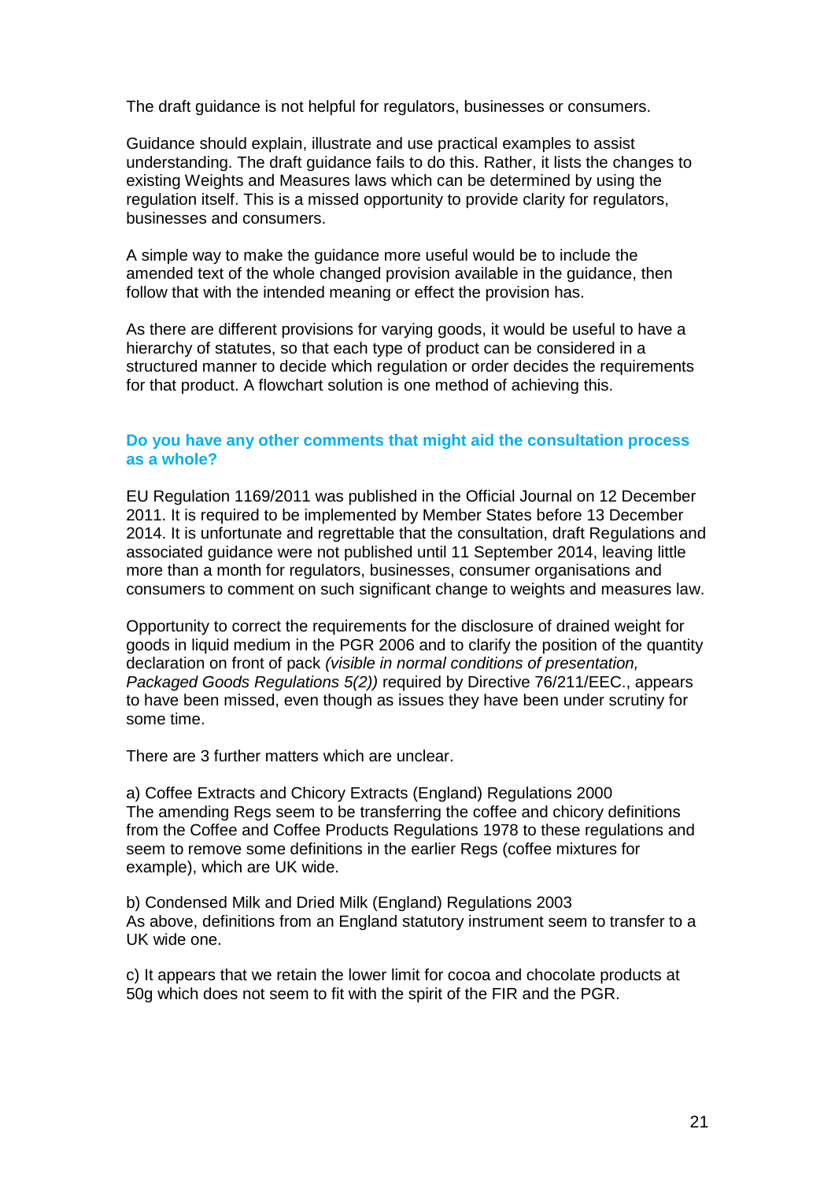The draft guidance is not helpful for regulators, businesses or consumers.

Guidance should explain, illustrate and use practical examples to assist understanding. The draft guidance fails to do this. Rather, it lists the changes to existing Weights and Measures laws which can be determined by using the regulation itself. This is a missed opportunity to provide clarity for regulators, businesses and consumers.

A simple way to make the guidance more useful would be to include the amended text of the whole changed provision available in the guidance, then follow that with the intended meaning or effect the provision has.

As there are different provisions for varying goods, it would be useful to have a hierarchy of statutes, so that each type of product can be considered in a structured manner to decide which regulation or order decides the requirements for that product. A flowchart solution is one method of achieving this.

### Do you have any other comments that might aid the consultation process as a whole?

EU Regulation 1169/2011 was published in the Official Journal on 12 December 2011. It is required to be implemented by Member States before 13 December 2014. It is unfortunate and regrettable that the consultation, draft Regulations and associated guidance were not published until 11 September 2014, leaving little more than a month for regulators, businesses, consumer organisations and consumers to comment on such significant change to weights and measures law.

Opportunity to correct the requirements for the disclosure of drained weight for goods in liquid medium in the PGR 2006 and to clarify the position of the quantity declaration on front of pack *(visible in normal conditions of presentation, Packaged Goods Regulations 5(2))* required by Directive 76/211/EEC., appears to have been missed, even though as issues they have been under scrutiny for some time.

There are 3 further matters which are unclear.

a) Coffee Extracts and Chicory Extracts (England) Regulations 2000
The amending Regs seem to be transferring the coffee and chicory definitions from the Coffee and Coffee Products Regulations 1978 to these regulations and seem to remove some definitions in the earlier Regs (coffee mixtures for example), which are UK wide.

b) Condensed Milk and Dried Milk (England) Regulations 2003
As above, definitions from an England statutory instrument seem to transfer to a UK wide one.

c) It appears that we retain the lower limit for cocoa and chocolate products at 50g which does not seem to fit with the spirit of the FIR and the PGR.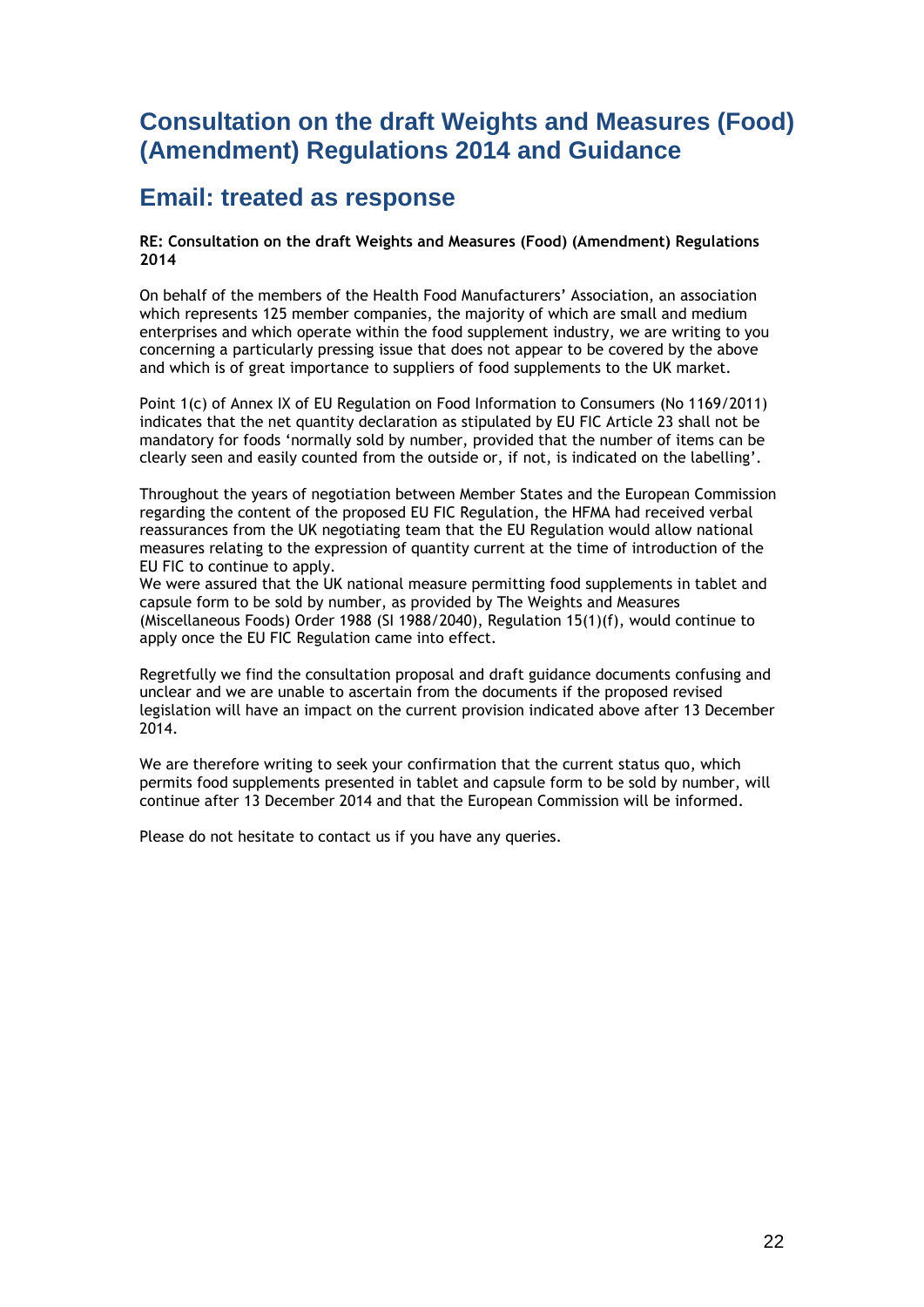# Consultation on the draft Weights and Measures (Food) (Amendment) Regulations 2014 and Guidance

## Email: treated as response

**RE: Consultation on the draft Weights and Measures (Food) (Amendment) Regulations 2014**

On behalf of the members of the Health Food Manufacturers' Association, an association which represents 125 member companies, the majority of which are small and medium enterprises and which operate within the food supplement industry, we are writing to you concerning a particularly pressing issue that does not appear to be covered by the above and which is of great importance to suppliers of food supplements to the UK market.

Point 1(c) of Annex IX of EU Regulation on Food Information to Consumers (No 1169/2011) indicates that the net quantity declaration as stipulated by EU FIC Article 23 shall not be mandatory for foods 'normally sold by number, provided that the number of items can be clearly seen and easily counted from the outside or, if not, is indicated on the labelling'.

Throughout the years of negotiation between Member States and the European Commission regarding the content of the proposed EU FIC Regulation, the HFMA had received verbal reassurances from the UK negotiating team that the EU Regulation would allow national measures relating to the expression of quantity current at the time of introduction of the EU FIC to continue to apply.
We were assured that the UK national measure permitting food supplements in tablet and capsule form to be sold by number, as provided by The Weights and Measures (Miscellaneous Foods) Order 1988 (SI 1988/2040), Regulation 15(1)(f), would continue to apply once the EU FIC Regulation came into effect.

Regretfully we find the consultation proposal and draft guidance documents confusing and unclear and we are unable to ascertain from the documents if the proposed revised legislation will have an impact on the current provision indicated above after 13 December 2014.

We are therefore writing to seek your confirmation that the current status quo, which permits food supplements presented in tablet and capsule form to be sold by number, will continue after 13 December 2014 and that the European Commission will be informed.

Please do not hesitate to contact us if you have any queries.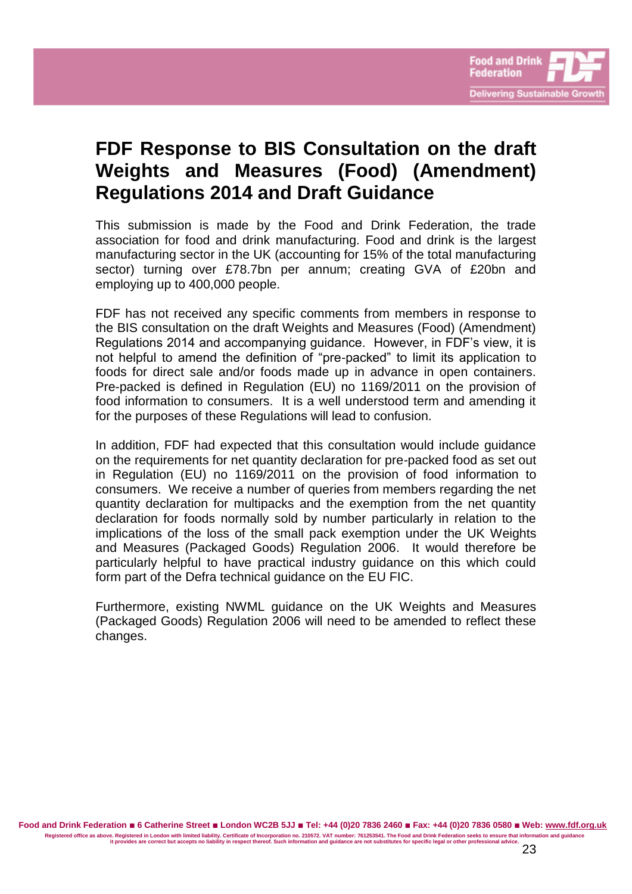# FDF Response to BIS Consultation on the draft Weights and Measures (Food) (Amendment) Regulations 2014 and Draft Guidance

This submission is made by the Food and Drink Federation, the trade association for food and drink manufacturing. Food and drink is the largest manufacturing sector in the UK (accounting for 15% of the total manufacturing sector) turning over £78.7bn per annum; creating GVA of £20bn and employing up to 400,000 people.

FDF has not received any specific comments from members in response to the BIS consultation on the draft Weights and Measures (Food) (Amendment) Regulations 2014 and accompanying guidance. However, in FDF's view, it is not helpful to amend the definition of "pre-packed" to limit its application to foods for direct sale and/or foods made up in advance in open containers. Pre-packed is defined in Regulation (EU) no 1169/2011 on the provision of food information to consumers. It is a well understood term and amending it for the purposes of these Regulations will lead to confusion.

In addition, FDF had expected that this consultation would include guidance on the requirements for net quantity declaration for pre-packed food as set out in Regulation (EU) no 1169/2011 on the provision of food information to consumers. We receive a number of queries from members regarding the net quantity declaration for multipacks and the exemption from the net quantity declaration for foods normally sold by number particularly in relation to the implications of the loss of the small pack exemption under the UK Weights and Measures (Packaged Goods) Regulation 2006. It would therefore be particularly helpful to have practical industry guidance on this which could form part of the Defra technical guidance on the EU FIC.

Furthermore, existing NWML guidance on the UK Weights and Measures (Packaged Goods) Regulation 2006 will need to be amended to reflect these changes.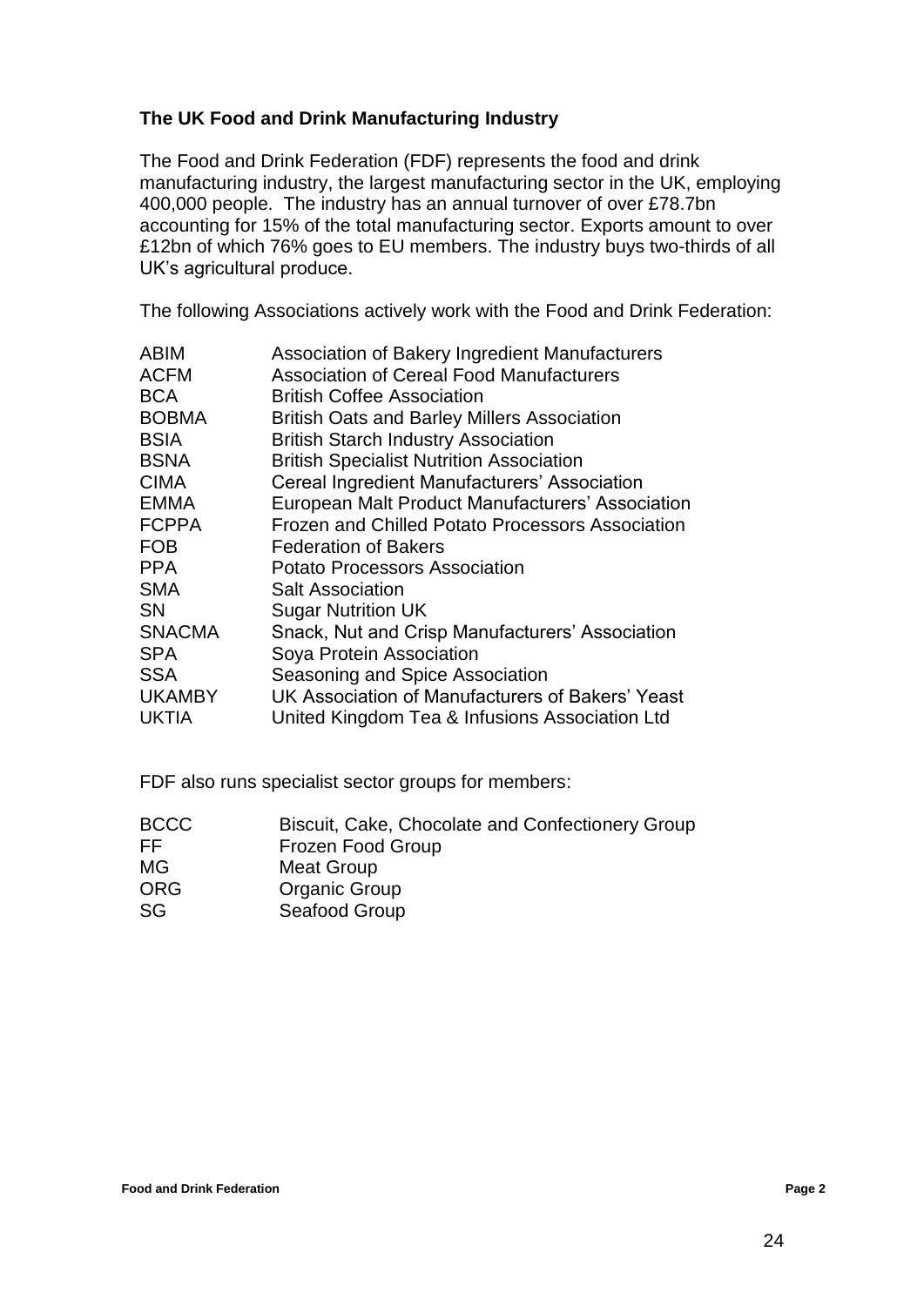**The UK Food and Drink Manufacturing Industry**

The Food and Drink Federation (FDF) represents the food and drink manufacturing industry, the largest manufacturing sector in the UK, employing 400,000 people. The industry has an annual turnover of over £78.7bn accounting for 15% of the total manufacturing sector. Exports amount to over £12bn of which 76% goes to EU members. The industry buys two-thirds of all UK's agricultural produce.

The following Associations actively work with the Food and Drink Federation:

| | |
|---|---|
| ABIM | Association of Bakery Ingredient Manufacturers |
| ACFM | Association of Cereal Food Manufacturers |
| BCA | British Coffee Association |
| BOBMA | British Oats and Barley Millers Association |
| BSIA | British Starch Industry Association |
| BSNA | British Specialist Nutrition Association |
| CIMA | Cereal Ingredient Manufacturers' Association |
| EMMA | European Malt Product Manufacturers' Association |
| FCPPA | Frozen and Chilled Potato Processors Association |
| FOB | Federation of Bakers |
| PPA | Potato Processors Association |
| SMA | Salt Association |
| SN | Sugar Nutrition UK |
| SNACMA | Snack, Nut and Crisp Manufacturers' Association |
| SPA | Soya Protein Association |
| SSA | Seasoning and Spice Association |
| UKAMBY | UK Association of Manufacturers of Bakers' Yeast |
| UKTIA | United Kingdom Tea & Infusions Association Ltd |

FDF also runs specialist sector groups for members:

| | |
|---|---|
| BCCC | Biscuit, Cake, Chocolate and Confectionery Group |
| FF | Frozen Food Group |
| MG | Meat Group |
| ORG | Organic Group |
| SG | Seafood Group |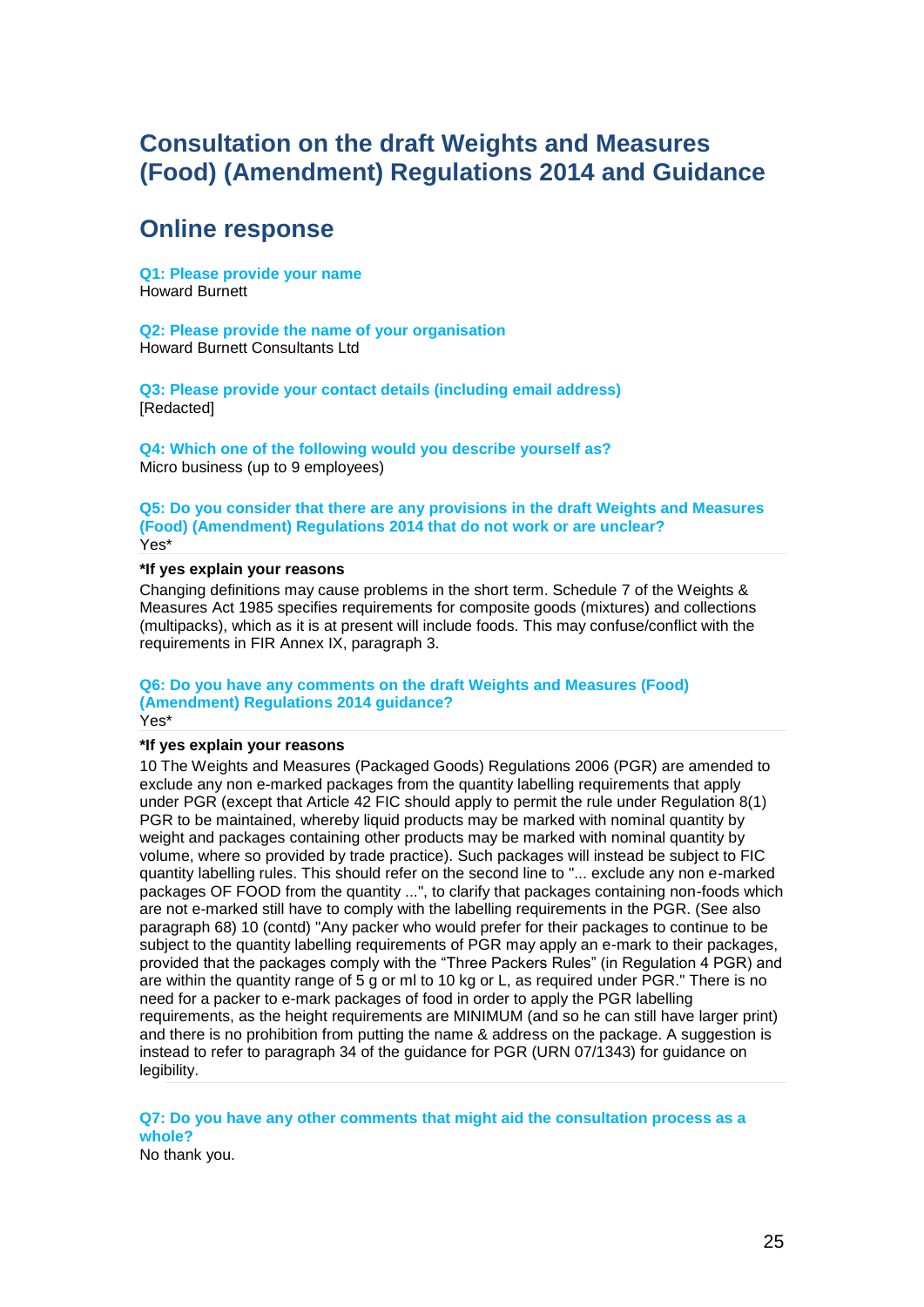# Consultation on the draft Weights and Measures (Food) (Amendment) Regulations 2014 and Guidance

## Online response

**Q1: Please provide your name**
Howard Burnett

**Q2: Please provide the name of your organisation**
Howard Burnett Consultants Ltd

**Q3: Please provide your contact details (including email address)**
[Redacted]

**Q4: Which one of the following would you describe yourself as?**
Micro business (up to 9 employees)

**Q5: Do you consider that there are any provisions in the draft Weights and Measures (Food) (Amendment) Regulations 2014 that do not work or are unclear?**
Yes*

**\*If yes explain your reasons**

Changing definitions may cause problems in the short term. Schedule 7 of the Weights & Measures Act 1985 specifies requirements for composite goods (mixtures) and collections (multipacks), which as it is at present will include foods. This may confuse/conflict with the requirements in FIR Annex IX, paragraph 3.

**Q6: Do you have any comments on the draft Weights and Measures (Food) (Amendment) Regulations 2014 guidance?**
Yes*

**\*If yes explain your reasons**

10 The Weights and Measures (Packaged Goods) Regulations 2006 (PGR) are amended to exclude any non e-marked packages from the quantity labelling requirements that apply under PGR (except that Article 42 FIC should apply to permit the rule under Regulation 8(1) PGR to be maintained, whereby liquid products may be marked with nominal quantity by weight and packages containing other products may be marked with nominal quantity by volume, where so provided by trade practice). Such packages will instead be subject to FIC quantity labelling rules. This should refer on the second line to "... exclude any non e-marked packages OF FOOD from the quantity ...", to clarify that packages containing non-foods which are not e-marked still have to comply with the labelling requirements in the PGR. (See also paragraph 68) 10 (contd) "Any packer who would prefer for their packages to continue to be subject to the quantity labelling requirements of PGR may apply an e-mark to their packages, provided that the packages comply with the “Three Packers Rules” (in Regulation 4 PGR) and are within the quantity range of 5 g or ml to 10 kg or L, as required under PGR." There is no need for a packer to e-mark packages of food in order to apply the PGR labelling requirements, as the height requirements are MINIMUM (and so he can still have larger print) and there is no prohibition from putting the name & address on the package. A suggestion is instead to refer to paragraph 34 of the guidance for PGR (URN 07/1343) for guidance on legibility.

**Q7: Do you have any other comments that might aid the consultation process as a whole?**
No thank you.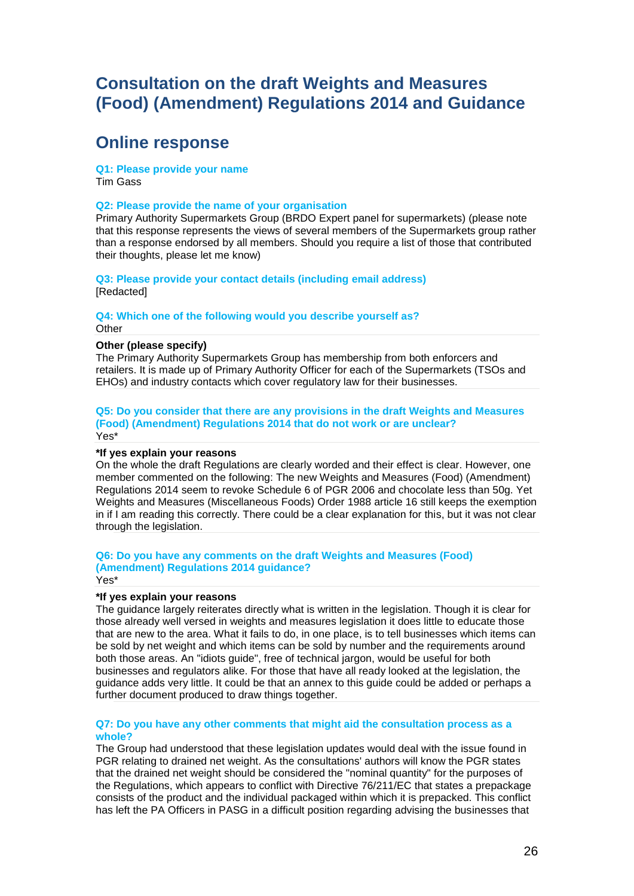# Consultation on the draft Weights and Measures (Food) (Amendment) Regulations 2014 and Guidance

## Online response

**Q1: Please provide your name**

Tim Gass

**Q2: Please provide the name of your organisation**

Primary Authority Supermarkets Group (BRDO Expert panel for supermarkets) (please note that this response represents the views of several members of the Supermarkets group rather than a response endorsed by all members. Should you require a list of those that contributed their thoughts, please let me know)

**Q3: Please provide your contact details (including email address)**

[Redacted]

**Q4: Which one of the following would you describe yourself as?**

Other

**Other (please specify)**

The Primary Authority Supermarkets Group has membership from both enforcers and retailers. It is made up of Primary Authority Officer for each of the Supermarkets (TSOs and EHOs) and industry contacts which cover regulatory law for their businesses.

**Q5: Do you consider that there are any provisions in the draft Weights and Measures (Food) (Amendment) Regulations 2014 that do not work or are unclear?**

Yes*

**\*If yes explain your reasons**

On the whole the draft Regulations are clearly worded and their effect is clear. However, one member commented on the following: The new Weights and Measures (Food) (Amendment) Regulations 2014 seem to revoke Schedule 6 of PGR 2006 and chocolate less than 50g. Yet Weights and Measures (Miscellaneous Foods) Order 1988 article 16 still keeps the exemption in if I am reading this correctly. There could be a clear explanation for this, but it was not clear through the legislation.

**Q6: Do you have any comments on the draft Weights and Measures (Food) (Amendment) Regulations 2014 guidance?**

Yes*

**\*If yes explain your reasons**

The guidance largely reiterates directly what is written in the legislation. Though it is clear for those already well versed in weights and measures legislation it does little to educate those that are new to the area. What it fails to do, in one place, is to tell businesses which items can be sold by net weight and which items can be sold by number and the requirements around both those areas. An "idiots guide", free of technical jargon, would be useful for both businesses and regulators alike. For those that have all ready looked at the legislation, the guidance adds very little. It could be that an annex to this guide could be added or perhaps a further document produced to draw things together.

**Q7: Do you have any other comments that might aid the consultation process as a whole?**

The Group had understood that these legislation updates would deal with the issue found in PGR relating to drained net weight. As the consultations' authors will know the PGR states that the drained net weight should be considered the "nominal quantity" for the purposes of the Regulations, which appears to conflict with Directive 76/211/EC that states a prepackage consists of the product and the individual packaged within which it is prepacked. This conflict has left the PA Officers in PASG in a difficult position regarding advising the businesses that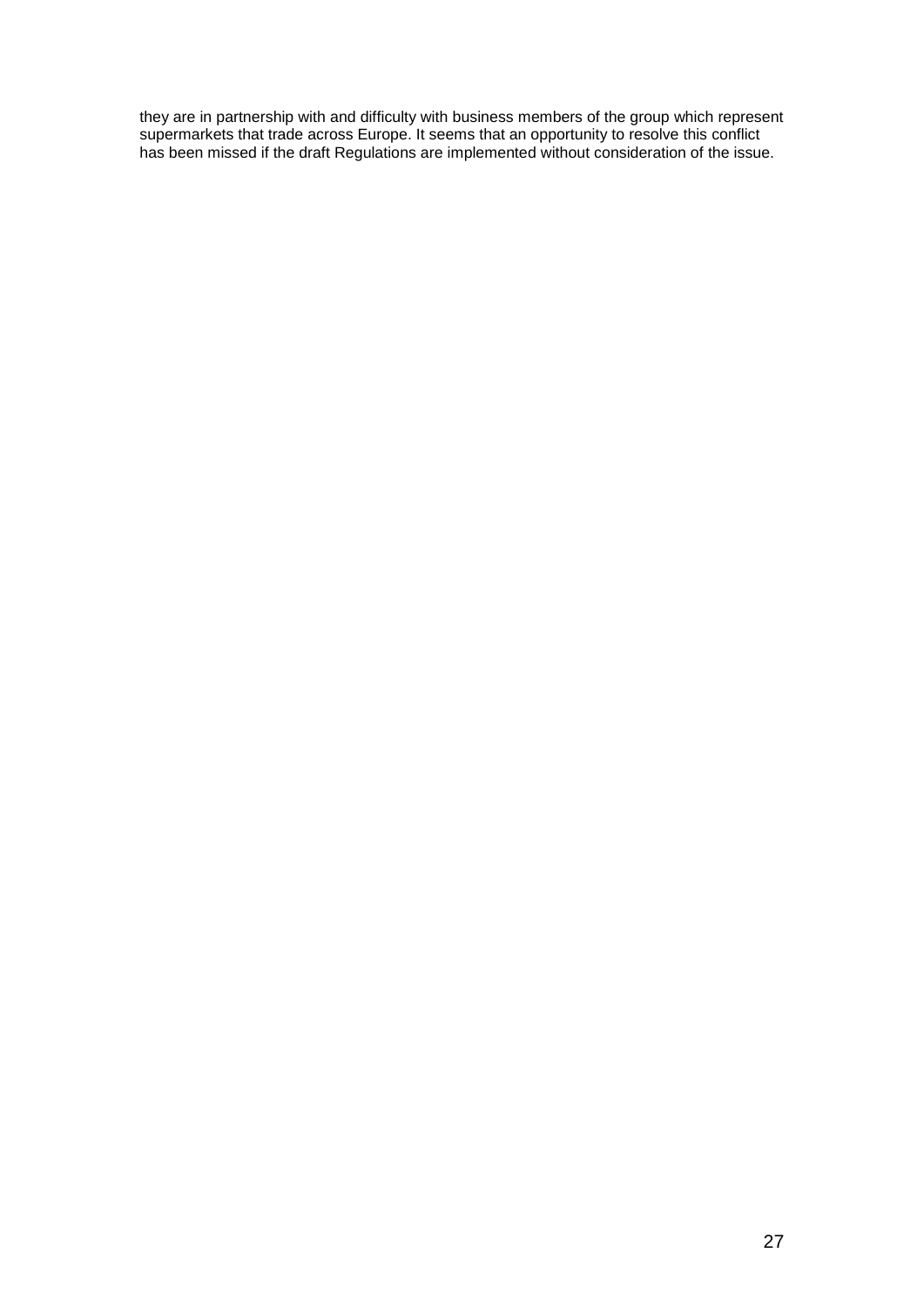they are in partnership with and difficulty with business members of the group which represent supermarkets that trade across Europe. It seems that an opportunity to resolve this conflict has been missed if the draft Regulations are implemented without consideration of the issue.